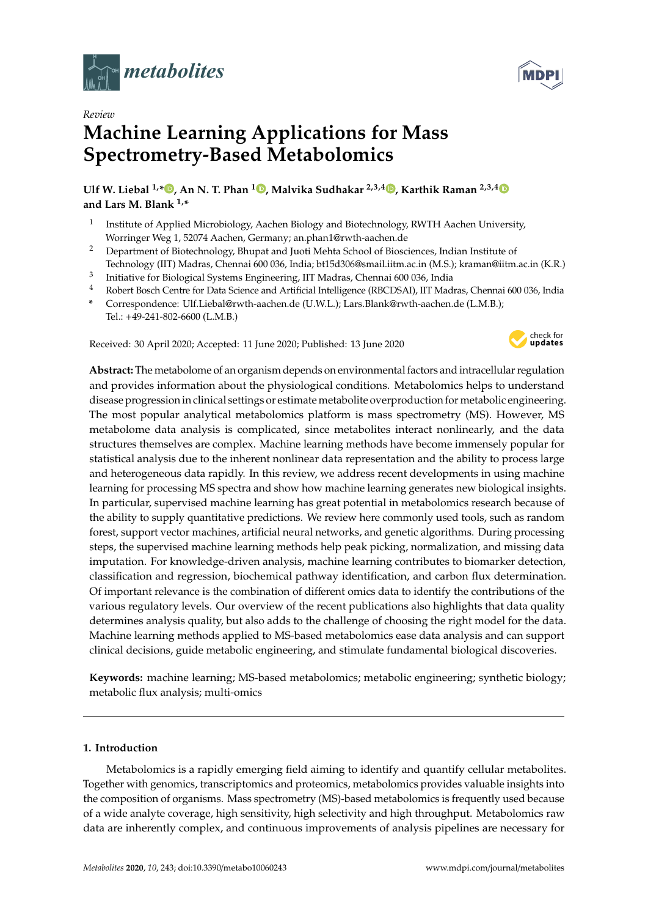*Review*

# Machine Learning Applications for Mass Spectrometry-Based Metabolomics

**Ulf W. Liebal [1,*], An N. T. Phan [1], Malvika Sudhakar [2,3,4], Karthik Raman [2,3,4] and Lars M. Blank [1,*]**

[1] Institute of Applied Microbiology, Aachen Biology and Biotechnology, RWTH Aachen University, Worringer Weg 1, 52074 Aachen, Germany; an.phan1@rwth-aachen.de

[2] Department of Biotechnology, Bhupat and Juoti Mehta School of Biosciences, Indian Institute of Technology (IIT) Madras, Chennai 600 036, India; bt15d306@smail.iitm.ac.in (M.S.); kraman@iitm.ac.in (K.R.)

[3] Initiative for Biological Systems Engineering, IIT Madras, Chennai 600 036, India

[4] Robert Bosch Centre for Data Science and Artificial Intelligence (RBCDSAI), IIT Madras, Chennai 600 036, India

\* Correspondence: Ulf.Liebal@rwth-aachen.de (U.W.L.); Lars.Blank@rwth-aachen.de (L.M.B.); Tel.: +49-241-802-6600 (L.M.B.)

Received: 30 April 2020; Accepted: 11 June 2020; Published: 13 June 2020

**Abstract:** The metabolome of an organism depends on environmental factors and intracellular regulation and provides information about the physiological conditions. Metabolomics helps to understand disease progression in clinical settings or estimate metabolite overproduction for metabolic engineering. The most popular analytical metabolomics platform is mass spectrometry (MS). However, MS metabolome data analysis is complicated, since metabolites interact nonlinearly, and the data structures themselves are complex. Machine learning methods have become immensely popular for statistical analysis due to the inherent nonlinear data representation and the ability to process large and heterogeneous data rapidly. In this review, we address recent developments in using machine learning for processing MS spectra and show how machine learning generates new biological insights. In particular, supervised machine learning has great potential in metabolomics research because of the ability to supply quantitative predictions. We review here commonly used tools, such as random forest, support vector machines, artificial neural networks, and genetic algorithms. During processing steps, the supervised machine learning methods help peak picking, normalization, and missing data imputation. For knowledge-driven analysis, machine learning contributes to biomarker detection, classification and regression, biochemical pathway identification, and carbon flux determination. Of important relevance is the combination of different omics data to identify the contributions of the various regulatory levels. Our overview of the recent publications also highlights that data quality determines analysis quality, but also adds to the challenge of choosing the right model for the data. Machine learning methods applied to MS-based metabolomics ease data analysis and can support clinical decisions, guide metabolic engineering, and stimulate fundamental biological discoveries.

**Keywords:** machine learning; MS-based metabolomics; metabolic engineering; synthetic biology; metabolic flux analysis; multi-omics

## 1. Introduction

Metabolomics is a rapidly emerging field aiming to identify and quantify cellular metabolites. Together with genomics, transcriptomics and proteomics, metabolomics provides valuable insights into the composition of organisms. Mass spectrometry (MS)-based metabolomics is frequently used because of a wide analyte coverage, high sensitivity, high selectivity and high throughput. Metabolomics raw data are inherently complex, and continuous improvements of analysis pipelines are necessary for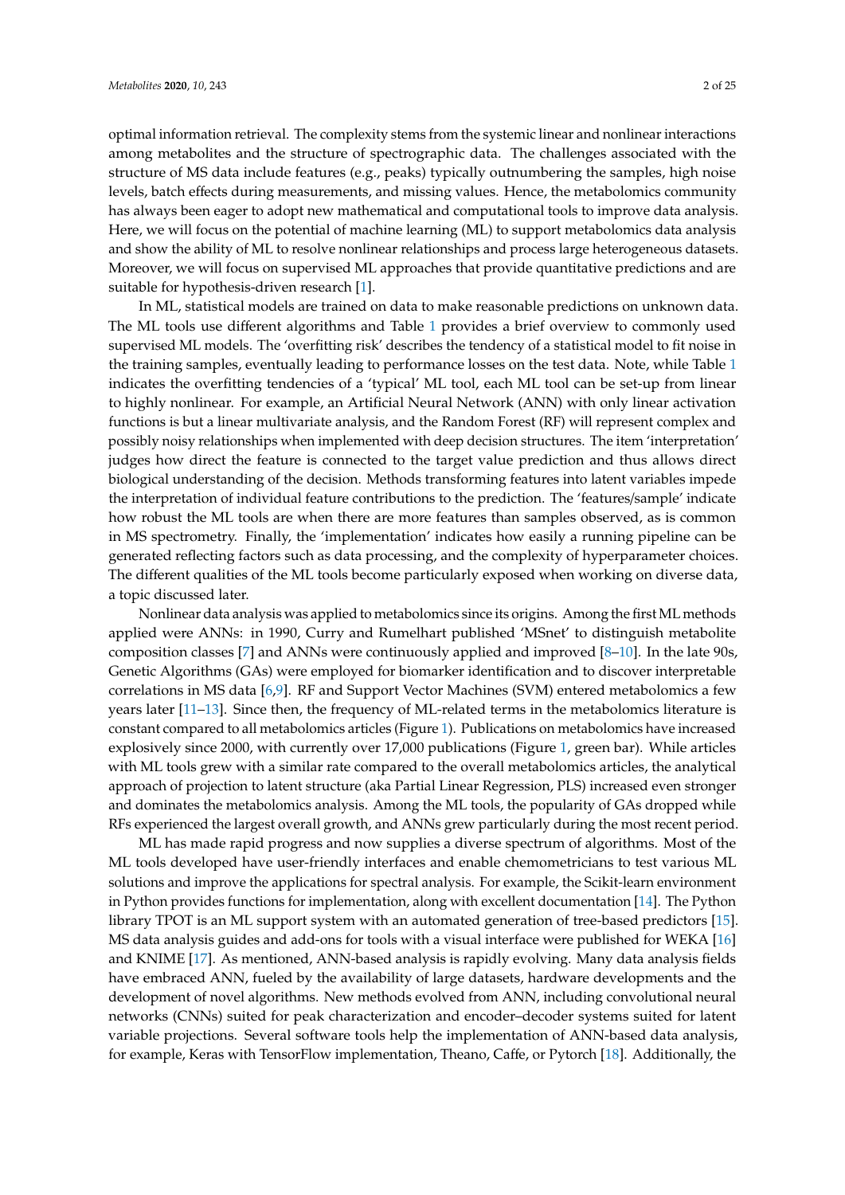optimal information retrieval. The complexity stems from the systemic linear and nonlinear interactions among metabolites and the structure of spectrographic data. The challenges associated with the structure of MS data include features (e.g., peaks) typically outnumbering the samples, high noise levels, batch effects during measurements, and missing values. Hence, the metabolomics community has always been eager to adopt new mathematical and computational tools to improve data analysis. Here, we will focus on the potential of machine learning (ML) to support metabolomics data analysis and show the ability of ML to resolve nonlinear relationships and process large heterogeneous datasets. Moreover, we will focus on supervised ML approaches that provide quantitative predictions and are suitable for hypothesis-driven research [1].

In ML, statistical models are trained on data to make reasonable predictions on unknown data. The ML tools use different algorithms and Table 1 provides a brief overview to commonly used supervised ML models. The 'overfitting risk' describes the tendency of a statistical model to fit noise in the training samples, eventually leading to performance losses on the test data. Note, while Table 1 indicates the overfitting tendencies of a 'typical' ML tool, each ML tool can be set-up from linear to highly nonlinear. For example, an Artificial Neural Network (ANN) with only linear activation functions is but a linear multivariate analysis, and the Random Forest (RF) will represent complex and possibly noisy relationships when implemented with deep decision structures. The item 'interpretation' judges how direct the feature is connected to the target value prediction and thus allows direct biological understanding of the decision. Methods transforming features into latent variables impede the interpretation of individual feature contributions to the prediction. The 'features/sample' indicate how robust the ML tools are when there are more features than samples observed, as is common in MS spectrometry. Finally, the 'implementation' indicates how easily a running pipeline can be generated reflecting factors such as data processing, and the complexity of hyperparameter choices. The different qualities of the ML tools become particularly exposed when working on diverse data, a topic discussed later.

Nonlinear data analysis was applied to metabolomics since its origins. Among the first ML methods applied were ANNs: in 1990, Curry and Rumelhart published 'MSnet' to distinguish metabolite composition classes [7] and ANNs were continuously applied and improved [8–10]. In the late 90s, Genetic Algorithms (GAs) were employed for biomarker identification and to discover interpretable correlations in MS data [6,9]. RF and Support Vector Machines (SVM) entered metabolomics a few years later [11–13]. Since then, the frequency of ML-related terms in the metabolomics literature is constant compared to all metabolomics articles (Figure 1). Publications on metabolomics have increased explosively since 2000, with currently over 17,000 publications (Figure 1, green bar). While articles with ML tools grew with a similar rate compared to the overall metabolomics articles, the analytical approach of projection to latent structure (aka Partial Linear Regression, PLS) increased even stronger and dominates the metabolomics analysis. Among the ML tools, the popularity of GAs dropped while RFs experienced the largest overall growth, and ANNs grew particularly during the most recent period.

ML has made rapid progress and now supplies a diverse spectrum of algorithms. Most of the ML tools developed have user-friendly interfaces and enable chemometricians to test various ML solutions and improve the applications for spectral analysis. For example, the Scikit-learn environment in Python provides functions for implementation, along with excellent documentation [14]. The Python library TPOT is an ML support system with an automated generation of tree-based predictors [15]. MS data analysis guides and add-ons for tools with a visual interface were published for WEKA [16] and KNIME [17]. As mentioned, ANN-based analysis is rapidly evolving. Many data analysis fields have embraced ANN, fueled by the availability of large datasets, hardware developments and the development of novel algorithms. New methods evolved from ANN, including convolutional neural networks (CNNs) suited for peak characterization and encoder–decoder systems suited for latent variable projections. Several software tools help the implementation of ANN-based data analysis, for example, Keras with TensorFlow implementation, Theano, Caffe, or Pytorch [18]. Additionally, the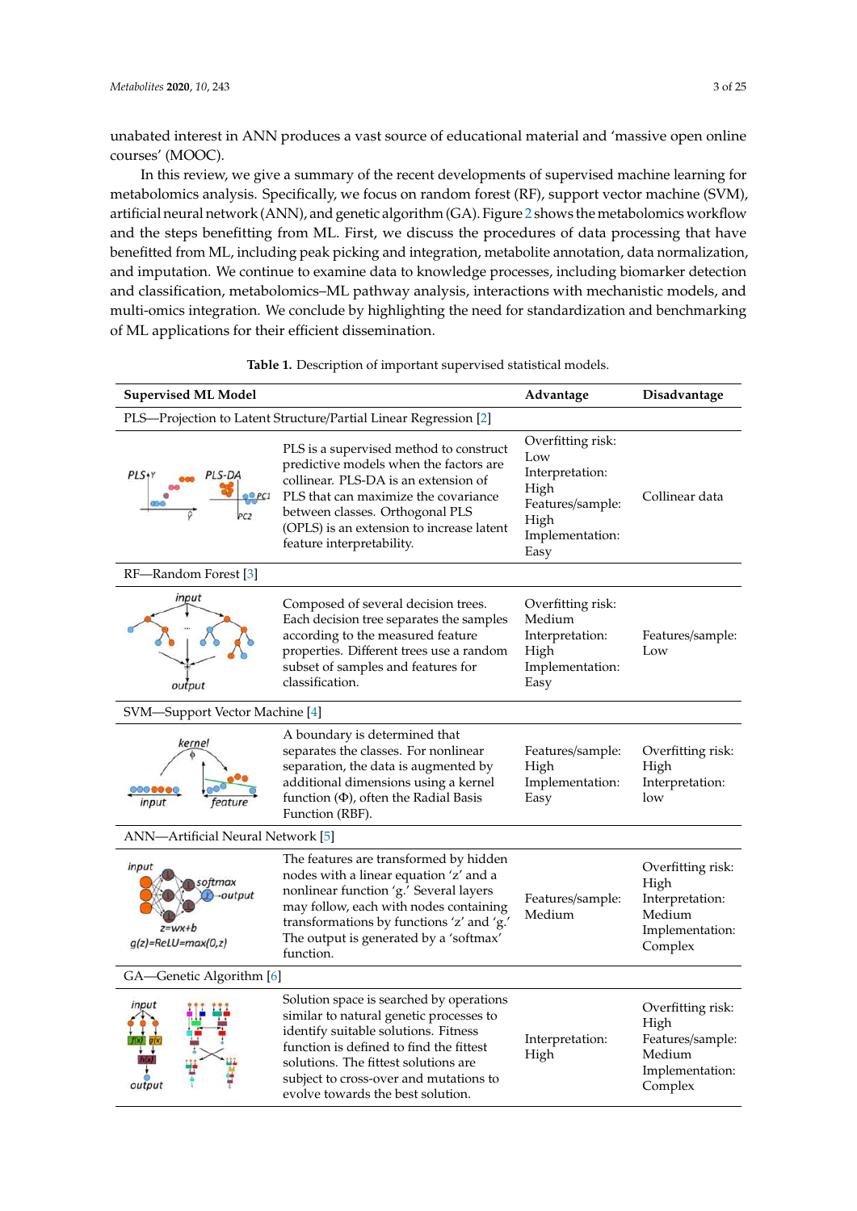unabated interest in ANN produces a vast source of educational material and 'massive open online courses' (MOOC).

In this review, we give a summary of the recent developments of supervised machine learning for metabolomics analysis. Specifically, we focus on random forest (RF), support vector machine (SVM), artificial neural network (ANN), and genetic algorithm (GA). Figure 2 shows the metabolomics workflow and the steps benefitting from ML. First, we discuss the procedures of data processing that have benefitted from ML, including peak picking and integration, metabolite annotation, data normalization, and imputation. We continue to examine data to knowledge processes, including biomarker detection and classification, metabolomics–ML pathway analysis, interactions with mechanistic models, and multi-omics integration. We conclude by highlighting the need for standardization and benchmarking of ML applications for their efficient dissemination.

**Table 1.** Description of important supervised statistical models.

| Supervised ML Model | | Advantage | Disadvantage |
|---|---|---|---|
| PLS—Projection to Latent Structure/Partial Linear Regression [2] | | | |
| | PLS is a supervised method to construct predictive models when the factors are collinear. PLS-DA is an extension of PLS that can maximize the covariance between classes. Orthogonal PLS (OPLS) is an extension to increase latent feature interpretability. | Overfitting risk: Low<br>Interpretation: High<br>Features/sample: High<br>Implementation: Easy | Collinear data |
| RF—Random Forest [3] | | | |
| | Composed of several decision trees. Each decision tree separates the samples according to the measured feature properties. Different trees use a random subset of samples and features for classification. | Overfitting risk: Medium<br>Interpretation: High<br>Implementation: Easy | Features/sample: Low |
| SVM—Support Vector Machine [4] | | | |
| | A boundary is determined that separates the classes. For nonlinear separation, the data is augmented by additional dimensions using a kernel function (Φ), often the Radial Basis Function (RBF). | Features/sample: High<br>Implementation: Easy | Overfitting risk: High<br>Interpretation: low |
| ANN—Artificial Neural Network [5] | | | |
| | The features are transformed by hidden nodes with a linear equation 'z' and a nonlinear function 'g.' Several layers may follow, each with nodes containing transformations by functions 'z' and 'g.' The output is generated by a 'softmax' function. | Features/sample: Medium | Overfitting risk: High<br>Interpretation: Medium<br>Implementation: Complex |
| GA—Genetic Algorithm [6] | | | |
| | Solution space is searched by operations similar to natural genetic processes to identify suitable solutions. Fitness function is defined to find the fittest solutions. The fittest solutions are subject to cross-over and mutations to evolve towards the best solution. | Interpretation: High | Overfitting risk: High<br>Features/sample: Medium<br>Implementation: Complex |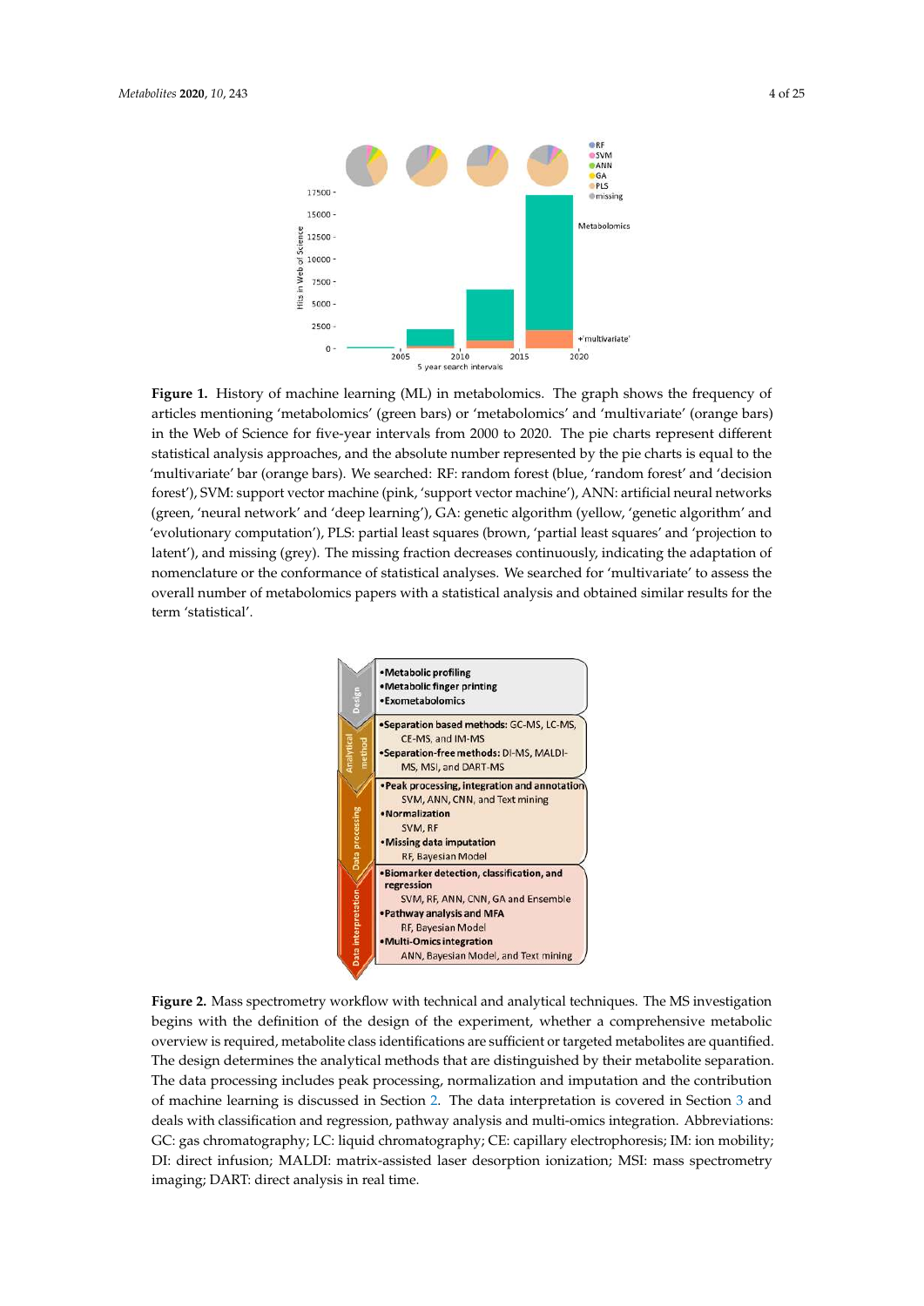**Figure 1.** History of machine learning (ML) in metabolomics. The graph shows the frequency of articles mentioning 'metabolomics' (green bars) or 'metabolomics' and 'multivariate' (orange bars) in the Web of Science for five-year intervals from 2000 to 2020. The pie charts represent different statistical analysis approaches, and the absolute number represented by the pie charts is equal to the 'multivariate' bar (orange bars). We searched: RF: random forest (blue, 'random forest' and 'decision forest'), SVM: support vector machine (pink, 'support vector machine'), ANN: artificial neural networks (green, 'neural network' and 'deep learning'), GA: genetic algorithm (yellow, 'genetic algorithm' and 'evolutionary computation'), PLS: partial least squares (brown, 'partial least squares' and 'projection to latent'), and missing (grey). The missing fraction decreases continuously, indicating the adaptation of nomenclature or the conformance of statistical analyses. We searched for 'multivariate' to assess the overall number of metabolomics papers with a statistical analysis and obtained similar results for the term 'statistical'.

**Figure 2.** Mass spectrometry workflow with technical and analytical techniques. The MS investigation begins with the definition of the design of the experiment, whether a comprehensive metabolic overview is required, metabolite class identifications are sufficient or targeted metabolites are quantified. The design determines the analytical methods that are distinguished by their metabolite separation. The data processing includes peak processing, normalization and imputation and the contribution of machine learning is discussed in Section 2. The data interpretation is covered in Section 3 and deals with classification and regression, pathway analysis and multi-omics integration. Abbreviations: GC: gas chromatography; LC: liquid chromatography; CE: capillary electrophoresis; IM: ion mobility; DI: direct infusion; MALDI: matrix-assisted laser desorption ionization; MSI: mass spectrometry imaging; DART: direct analysis in real time.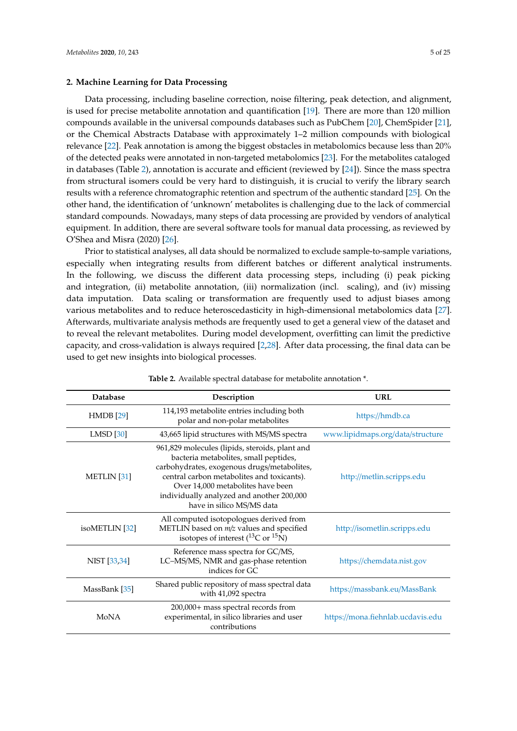## 2. Machine Learning for Data Processing

Data processing, including baseline correction, noise filtering, peak detection, and alignment, is used for precise metabolite annotation and quantification [19]. There are more than 120 million compounds available in the universal compounds databases such as PubChem [20], ChemSpider [21], or the Chemical Abstracts Database with approximately 1–2 million compounds with biological relevance [22]. Peak annotation is among the biggest obstacles in metabolomics because less than 20% of the detected peaks were annotated in non-targeted metabolomics [23]. For the metabolites cataloged in databases (Table 2), annotation is accurate and efficient (reviewed by [24]). Since the mass spectra from structural isomers could be very hard to distinguish, it is crucial to verify the library search results with a reference chromatographic retention and spectrum of the authentic standard [25]. On the other hand, the identification of 'unknown' metabolites is challenging due to the lack of commercial standard compounds. Nowadays, many steps of data processing are provided by vendors of analytical equipment. In addition, there are several software tools for manual data processing, as reviewed by O'Shea and Misra (2020) [26].

Prior to statistical analyses, all data should be normalized to exclude sample-to-sample variations, especially when integrating results from different batches or different analytical instruments. In the following, we discuss the different data processing steps, including (i) peak picking and integration, (ii) metabolite annotation, (iii) normalization (incl. scaling), and (iv) missing data imputation. Data scaling or transformation are frequently used to adjust biases among various metabolites and to reduce heteroscedasticity in high-dimensional metabolomics data [27]. Afterwards, multivariate analysis methods are frequently used to get a general view of the dataset and to reveal the relevant metabolites. During model development, overfitting can limit the predictive capacity, and cross-validation is always required [2,28]. After data processing, the final data can be used to get new insights into biological processes.

**Table 2.** Available spectral database for metabolite annotation *.

| Database | Description | URL |
|---|---|---|
| HMDB [29] | 114,193 metabolite entries including both polar and non-polar metabolites | https://hmdb.ca |
| LMSD [30] | 43,665 lipid structures with MS/MS spectra | www.lipidmaps.org/data/structure |
| METLIN [31] | 961,829 molecules (lipids, steroids, plant and bacteria metabolites, small peptides, carbohydrates, exogenous drugs/metabolites, central carbon metabolites and toxicants). Over 14,000 metabolites have been individually analyzed and another 200,000 have in silico MS/MS data | http://metlin.scripps.edu |
| isoMETLIN [32] | All computed isotopologues derived from METLIN based on *m/z* values and specified isotopes of interest ($^{13}C$ or $^{15}N$) | http://isometlin.scripps.edu |
| NIST [33,34] | Reference mass spectra for GC/MS, LC–MS/MS, NMR and gas-phase retention indices for GC | https://chemdata.nist.gov |
| MassBank [35] | Shared public repository of mass spectral data with 41,092 spectra | https://massbank.eu/MassBank |
| MoNA | 200,000+ mass spectral records from experimental, in silico libraries and user contributions | https://mona.fiehnlab.ucdavis.edu |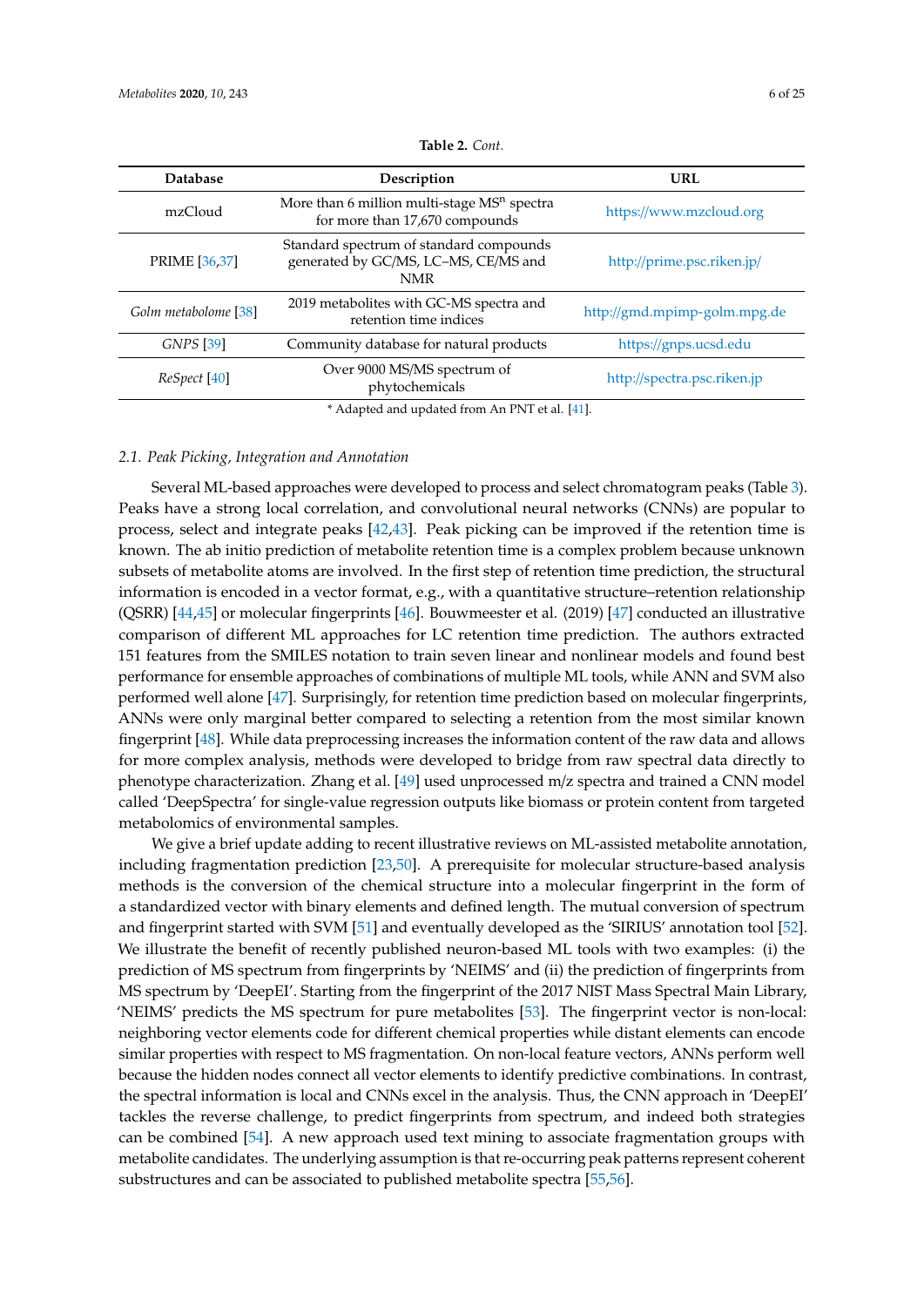**Table 2.** *Cont.*

| Database | Description | URL |
|---|---|---|
| mzCloud | More than 6 million multi-stage $MS^n$ spectra for more than 17,670 compounds | https://www.mzcloud.org |
| PRIME [36,37] | Standard spectrum of standard compounds generated by GC/MS, LC–MS, CE/MS and NMR | http://prime.psc.riken.jp/ |
| *Golm metabolome* [38] | 2019 metabolites with GC-MS spectra and retention time indices | http://gmd.mpimp-golm.mpg.de |
| *GNPS* [39] | Community database for natural products | https://gnps.ucsd.edu |
| *ReSpect* [40] | Over 9000 MS/MS spectrum of phytochemicals | http://spectra.psc.riken.jp |

\* Adapted and updated from An PNT et al. [41].

### 2.1. Peak Picking, Integration and Annotation

Several ML-based approaches were developed to process and select chromatogram peaks (Table 3). Peaks have a strong local correlation, and convolutional neural networks (CNNs) are popular to process, select and integrate peaks [42,43]. Peak picking can be improved if the retention time is known. The ab initio prediction of metabolite retention time is a complex problem because unknown subsets of metabolite atoms are involved. In the first step of retention time prediction, the structural information is encoded in a vector format, e.g., with a quantitative structure–retention relationship (QSRR) [44,45] or molecular fingerprints [46]. Bouwmeester et al. (2019) [47] conducted an illustrative comparison of different ML approaches for LC retention time prediction. The authors extracted 151 features from the SMILES notation to train seven linear and nonlinear models and found best performance for ensemble approaches of combinations of multiple ML tools, while ANN and SVM also performed well alone [47]. Surprisingly, for retention time prediction based on molecular fingerprints, ANNs were only marginal better compared to selecting a retention from the most similar known fingerprint [48]. While data preprocessing increases the information content of the raw data and allows for more complex analysis, methods were developed to bridge from raw spectral data directly to phenotype characterization. Zhang et al. [49] used unprocessed m/z spectra and trained a CNN model called 'DeepSpectra' for single-value regression outputs like biomass or protein content from targeted metabolomics of environmental samples.

We give a brief update adding to recent illustrative reviews on ML-assisted metabolite annotation, including fragmentation prediction [23,50]. A prerequisite for molecular structure-based analysis methods is the conversion of the chemical structure into a molecular fingerprint in the form of a standardized vector with binary elements and defined length. The mutual conversion of spectrum and fingerprint started with SVM [51] and eventually developed as the 'SIRIUS' annotation tool [52]. We illustrate the benefit of recently published neuron-based ML tools with two examples: (i) the prediction of MS spectrum from fingerprints by 'NEIMS' and (ii) the prediction of fingerprints from MS spectrum by 'DeepEI'. Starting from the fingerprint of the 2017 NIST Mass Spectral Main Library, 'NEIMS' predicts the MS spectrum for pure metabolites [53]. The fingerprint vector is non-local: neighboring vector elements code for different chemical properties while distant elements can encode similar properties with respect to MS fragmentation. On non-local feature vectors, ANNs perform well because the hidden nodes connect all vector elements to identify predictive combinations. In contrast, the spectral information is local and CNNs excel in the analysis. Thus, the CNN approach in 'DeepEI' tackles the reverse challenge, to predict fingerprints from spectrum, and indeed both strategies can be combined [54]. A new approach used text mining to associate fragmentation groups with metabolite candidates. The underlying assumption is that re-occurring peak patterns represent coherent substructures and can be associated to published metabolite spectra [55,56].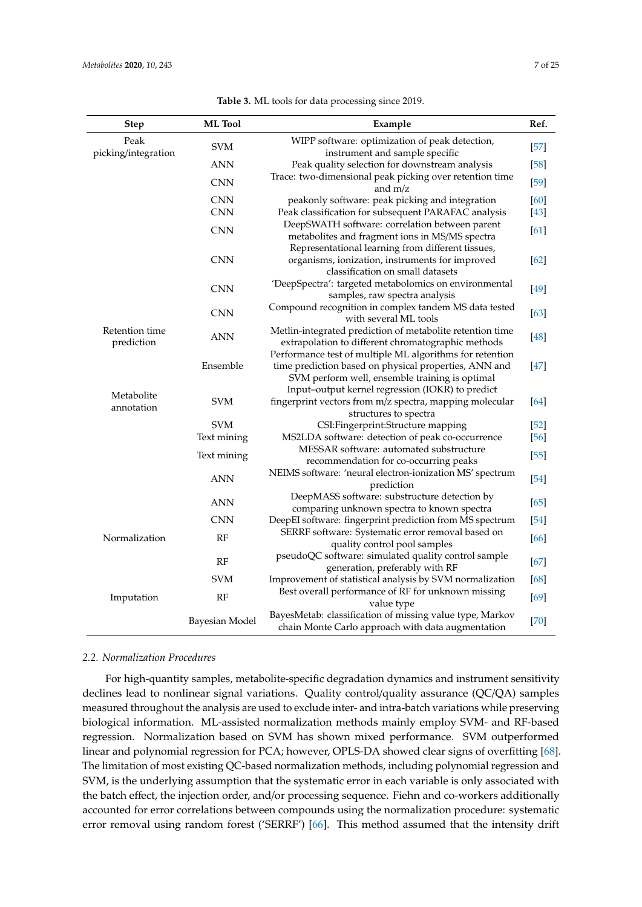**Table 3.** ML tools for data processing since 2019.

| Step | ML Tool | Example | Ref. |
|---|---|---|---|
| Peak picking/integration | SVM | WIPP software: optimization of peak detection, instrument and sample specific | [57] |
| | ANN | Peak quality selection for downstream analysis | [58] |
| | CNN | Trace: two-dimensional peak picking over retention time and m/z | [59] |
| | CNN | peakonly software: peak picking and integration | [60] |
| | CNN | Peak classification for subsequent PARAFAC analysis | [43] |
| | CNN | DeepSWATH software: correlation between parent metabolites and fragment ions in MS/MS spectra | [61] |
| | CNN | Representational learning from different tissues, organisms, ionization, instruments for improved classification on small datasets | [62] |
| | CNN | 'DeepSpectra': targeted metabolomics on environmental samples, raw spectra analysis | [49] |
| | CNN | Compound recognition in complex tandem MS data tested with several ML tools | [63] |
| Retention time prediction | ANN | Metlin-integrated prediction of metabolite retention time extrapolation to different chromatographic methods | [48] |
| | Ensemble | Performance test of multiple ML algorithms for retention time prediction based on physical properties, ANN and SVM perform well, ensemble training is optimal | [47] |
| Metabolite annotation | SVM | Input–output kernel regression (IOKR) to predict fingerprint vectors from m/z spectra, mapping molecular structures to spectra | [64] |
| | SVM | CSI:Fingerprint:Structure mapping | [52] |
| | Text mining | MS2LDA software: detection of peak co-occurrence | [56] |
| | Text mining | MESSAR software: automated substructure recommendation for co-occurring peaks | [55] |
| | ANN | NEIMS software: 'neural electron-ionization MS' spectrum prediction | [54] |
| | ANN | DeepMASS software: substructure detection by comparing unknown spectra to known spectra | [65] |
| | CNN | DeepEI software: fingerprint prediction from MS spectrum | [54] |
| Normalization | RF | SERRF software: Systematic error removal based on quality control pool samples | [66] |
| | RF | pseudoQC software: simulated quality control sample generation, preferably with RF | [67] |
| | SVM | Improvement of statistical analysis by SVM normalization | [68] |
| Imputation | RF | Best overall performance of RF for unknown missing value type | [69] |
| | Bayesian Model | BayesMetab: classification of missing value type, Markov chain Monte Carlo approach with data augmentation | [70] |

### 2.2. Normalization Procedures

For high-quantity samples, metabolite-specific degradation dynamics and instrument sensitivity declines lead to nonlinear signal variations. Quality control/quality assurance (QC/QA) samples measured throughout the analysis are used to exclude inter- and intra-batch variations while preserving biological information. ML-assisted normalization methods mainly employ SVM- and RF-based regression. Normalization based on SVM has shown mixed performance. SVM outperformed linear and polynomial regression for PCA; however, OPLS-DA showed clear signs of overfitting [68]. The limitation of most existing QC-based normalization methods, including polynomial regression and SVM, is the underlying assumption that the systematic error in each variable is only associated with the batch effect, the injection order, and/or processing sequence. Fiehn and co-workers additionally accounted for error correlations between compounds using the normalization procedure: systematic error removal using random forest ('SERRF') [66]. This method assumed that the intensity drift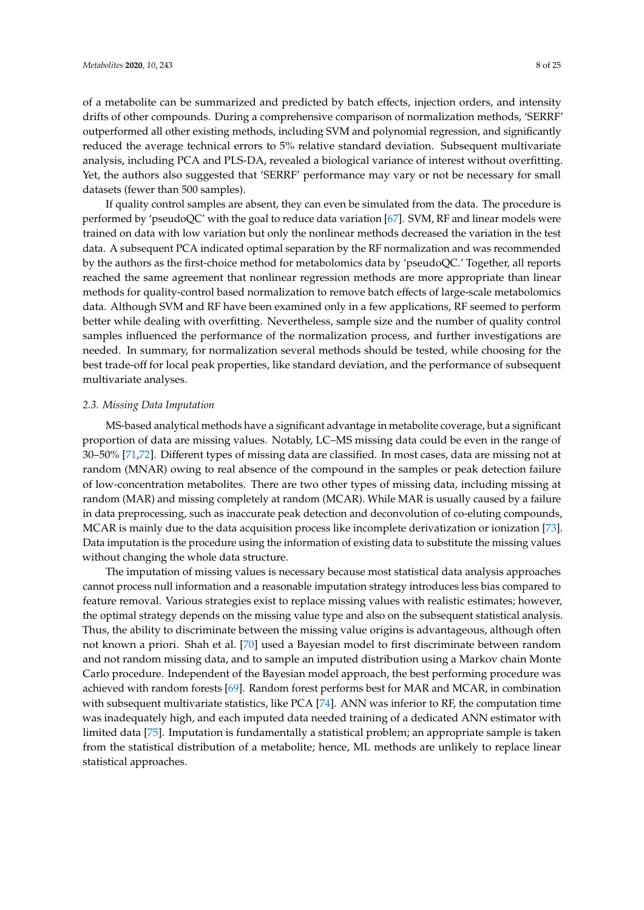of a metabolite can be summarized and predicted by batch effects, injection orders, and intensity drifts of other compounds. During a comprehensive comparison of normalization methods, 'SERRF' outperformed all other existing methods, including SVM and polynomial regression, and significantly reduced the average technical errors to 5% relative standard deviation. Subsequent multivariate analysis, including PCA and PLS-DA, revealed a biological variance of interest without overfitting. Yet, the authors also suggested that 'SERRF' performance may vary or not be necessary for small datasets (fewer than 500 samples).

If quality control samples are absent, they can even be simulated from the data. The procedure is performed by 'pseudoQC' with the goal to reduce data variation [67]. SVM, RF and linear models were trained on data with low variation but only the nonlinear methods decreased the variation in the test data. A subsequent PCA indicated optimal separation by the RF normalization and was recommended by the authors as the first-choice method for metabolomics data by 'pseudoQC.' Together, all reports reached the same agreement that nonlinear regression methods are more appropriate than linear methods for quality-control based normalization to remove batch effects of large-scale metabolomics data. Although SVM and RF have been examined only in a few applications, RF seemed to perform better while dealing with overfitting. Nevertheless, sample size and the number of quality control samples influenced the performance of the normalization process, and further investigations are needed. In summary, for normalization several methods should be tested, while choosing for the best trade-off for local peak properties, like standard deviation, and the performance of subsequent multivariate analyses.

### *2.3. Missing Data Imputation*

MS-based analytical methods have a significant advantage in metabolite coverage, but a significant proportion of data are missing values. Notably, LC–MS missing data could be even in the range of 30–50% [71,72]. Different types of missing data are classified. In most cases, data are missing not at random (MNAR) owing to real absence of the compound in the samples or peak detection failure of low-concentration metabolites. There are two other types of missing data, including missing at random (MAR) and missing completely at random (MCAR). While MAR is usually caused by a failure in data preprocessing, such as inaccurate peak detection and deconvolution of co-eluting compounds, MCAR is mainly due to the data acquisition process like incomplete derivatization or ionization [73]. Data imputation is the procedure using the information of existing data to substitute the missing values without changing the whole data structure.

The imputation of missing values is necessary because most statistical data analysis approaches cannot process null information and a reasonable imputation strategy introduces less bias compared to feature removal. Various strategies exist to replace missing values with realistic estimates; however, the optimal strategy depends on the missing value type and also on the subsequent statistical analysis. Thus, the ability to discriminate between the missing value origins is advantageous, although often not known a priori. Shah et al. [70] used a Bayesian model to first discriminate between random and not random missing data, and to sample an imputed distribution using a Markov chain Monte Carlo procedure. Independent of the Bayesian model approach, the best performing procedure was achieved with random forests [69]. Random forest performs best for MAR and MCAR, in combination with subsequent multivariate statistics, like PCA [74]. ANN was inferior to RF, the computation time was inadequately high, and each imputed data needed training of a dedicated ANN estimator with limited data [75]. Imputation is fundamentally a statistical problem; an appropriate sample is taken from the statistical distribution of a metabolite; hence, ML methods are unlikely to replace linear statistical approaches.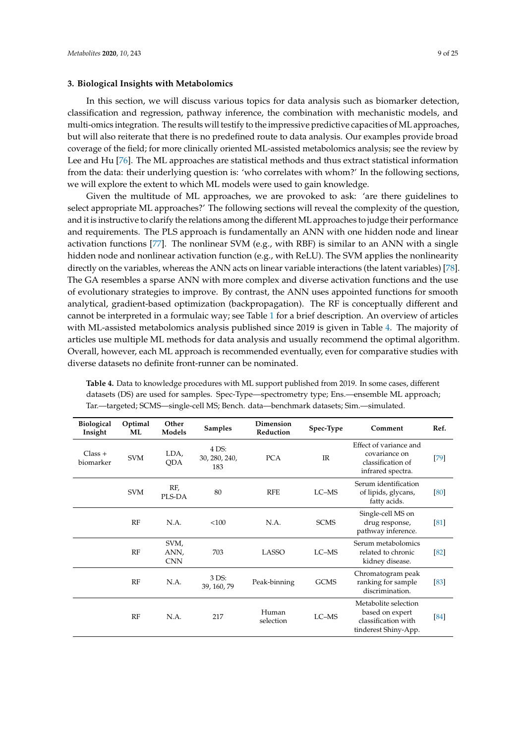## 3. Biological Insights with Metabolomics

In this section, we will discuss various topics for data analysis such as biomarker detection, classification and regression, pathway inference, the combination with mechanistic models, and multi-omics integration. The results will testify to the impressive predictive capacities of ML approaches, but will also reiterate that there is no predefined route to data analysis. Our examples provide broad coverage of the field; for more clinically oriented ML-assisted metabolomics analysis; see the review by Lee and Hu [76]. The ML approaches are statistical methods and thus extract statistical information from the data: their underlying question is: 'who correlates with whom?' In the following sections, we will explore the extent to which ML models were used to gain knowledge.

Given the multitude of ML approaches, we are provoked to ask: 'are there guidelines to select appropriate ML approaches?' The following sections will reveal the complexity of the question, and it is instructive to clarify the relations among the different ML approaches to judge their performance and requirements. The PLS approach is fundamentally an ANN with one hidden node and linear activation functions [77]. The nonlinear SVM (e.g., with RBF) is similar to an ANN with a single hidden node and nonlinear activation function (e.g., with ReLU). The SVM applies the nonlinearity directly on the variables, whereas the ANN acts on linear variable interactions (the latent variables) [78]. The GA resembles a sparse ANN with more complex and diverse activation functions and the use of evolutionary strategies to improve. By contrast, the ANN uses appointed functions for smooth analytical, gradient-based optimization (backpropagation). The RF is conceptually different and cannot be interpreted in a formulaic way; see Table 1 for a brief description. An overview of articles with ML-assisted metabolomics analysis published since 2019 is given in Table 4. The majority of articles use multiple ML methods for data analysis and usually recommend the optimal algorithm. Overall, however, each ML approach is recommended eventually, even for comparative studies with diverse datasets no definite front-runner can be nominated.

**Table 4.** Data to knowledge procedures with ML support published from 2019. In some cases, different datasets (DS) are used for samples. Spec-Type—spectrometry type; Ens.—ensemble ML approach; Tar.—targeted; SCMS—single-cell MS; Bench. data—benchmark datasets; Sim.—simulated.

| Biological Insight | Optimal ML | Other Models | Samples | Dimension Reduction | Spec-Type | Comment | Ref. |
|---|---|---|---|---|---|---|---|
| Class + biomarker | SVM | LDA, QDA | 4 DS: 30, 280, 240, 183 | PCA | IR | Effect of variance and covariance on classification of infrared spectra. | [79] |
| | SVM | RF, PLS-DA | 80 | RFE | LC–MS | Serum identification of lipids, glycans, fatty acids. | [80] |
| | RF | N.A. | <100 | N.A. | SCMS | Single-cell MS on drug response, pathway inference. | [81] |
| | RF | SVM, ANN, CNN | 703 | LASSO | LC–MS | Serum metabolomics related to chronic kidney disease. | [82] |
| | RF | N.A. | 3 DS: 39, 160, 79 | Peak-binning | GCMS | Chromatogram peak ranking for sample discrimination. | [83] |
| | RF | N.A. | 217 | Human selection | LC–MS | Metabolite selection based on expert classification with tinderest Shiny-App. | [84] |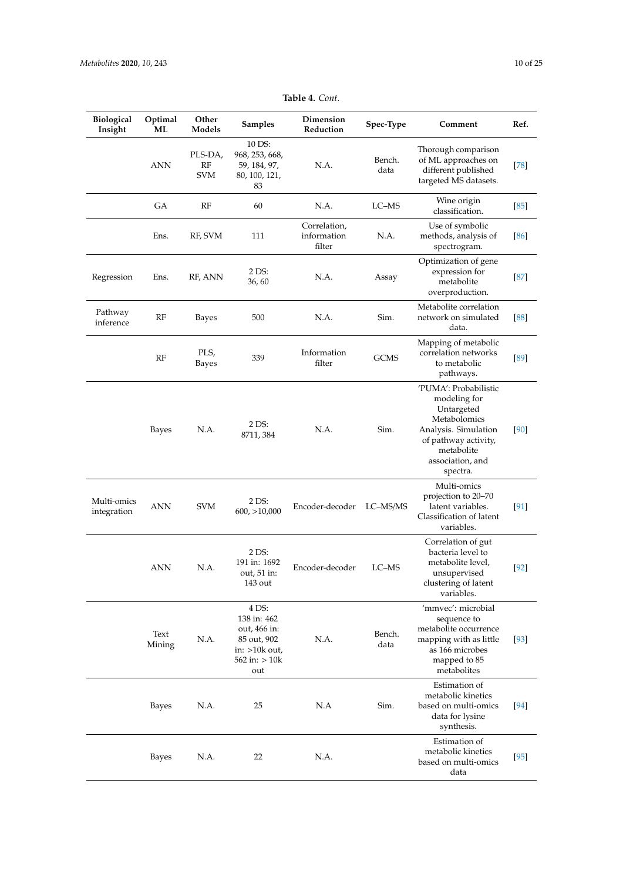**Table 4.** *Cont.*

| Biological Insight | Optimal ML | Other Models | Samples | Dimension Reduction | Spec-Type | Comment | Ref. |
|---|---|---|---|---|---|---|---|
| | ANN | PLS-DA, RF SVM | 10 DS: 968, 253, 668, 59, 184, 97, 80, 100, 121, 83 | N.A. | Bench. data | Thorough comparison of ML approaches on different published targeted MS datasets. | [78] |
| | GA | RF | 60 | N.A. | LC–MS | Wine origin classification. | [85] |
| | Ens. | RF, SVM | 111 | Correlation, information filter | N.A. | Use of symbolic methods, analysis of spectrogram. | [86] |
| Regression | Ens. | RF, ANN | 2 DS: 36, 60 | N.A. | Assay | Optimization of gene expression for metabolite overproduction. | [87] |
| Pathway inference | RF | Bayes | 500 | N.A. | Sim. | Metabolite correlation network on simulated data. | [88] |
| | RF | PLS, Bayes | 339 | Information filter | GCMS | Mapping of metabolic correlation networks to metabolic pathways. | [89] |
| | Bayes | N.A. | 2 DS: 8711, 384 | N.A. | Sim. | 'PUMA': Probabilistic modeling for Untargeted Metabolomics Analysis. Simulation of pathway activity, metabolite association, and spectra. | [90] |
| Multi-omics integration | ANN | SVM | 2 DS: 600, >10,000 | Encoder-decoder | LC–MS/MS | Multi-omics projection to 20–70 latent variables. Classification of latent variables. | [91] |
| | ANN | N.A. | 2 DS: 191 in: 1692 out, 51 in: 143 out | Encoder-decoder | LC–MS | Correlation of gut bacteria level to metabolite level, unsupervised clustering of latent variables. | [92] |
| | Text Mining | N.A. | 4 DS: 138 in: 462 out, 466 in: 85 out, 902 in: >10k out, 562 in: > 10k out | N.A. | Bench. data | 'mmvec': microbial sequence to metabolite occurrence mapping with as little as 166 microbes mapped to 85 metabolites | [93] |
| | Bayes | N.A. | 25 | N.A | Sim. | Estimation of metabolic kinetics based on multi-omics data for lysine synthesis. | [94] |
| | Bayes | N.A. | 22 | N.A. | | Estimation of metabolic kinetics based on multi-omics data | [95] |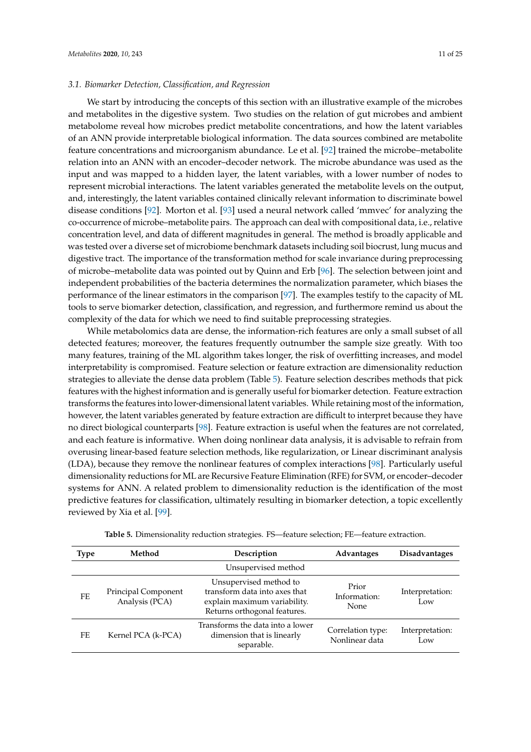### 3.1. Biomarker Detection, Classification, and Regression

We start by introducing the concepts of this section with an illustrative example of the microbes and metabolites in the digestive system. Two studies on the relation of gut microbes and ambient metabolome reveal how microbes predict metabolite concentrations, and how the latent variables of an ANN provide interpretable biological information. The data sources combined are metabolite feature concentrations and microorganism abundance. Le et al. [92] trained the microbe–metabolite relation into an ANN with an encoder–decoder network. The microbe abundance was used as the input and was mapped to a hidden layer, the latent variables, with a lower number of nodes to represent microbial interactions. The latent variables generated the metabolite levels on the output, and, interestingly, the latent variables contained clinically relevant information to discriminate bowel disease conditions [92]. Morton et al. [93] used a neural network called 'mmvec' for analyzing the co-occurrence of microbe–metabolite pairs. The approach can deal with compositional data, i.e., relative concentration level, and data of different magnitudes in general. The method is broadly applicable and was tested over a diverse set of microbiome benchmark datasets including soil biocrust, lung mucus and digestive tract. The importance of the transformation method for scale invariance during preprocessing of microbe–metabolite data was pointed out by Quinn and Erb [96]. The selection between joint and independent probabilities of the bacteria determines the normalization parameter, which biases the performance of the linear estimators in the comparison [97]. The examples testify to the capacity of ML tools to serve biomarker detection, classification, and regression, and furthermore remind us about the complexity of the data for which we need to find suitable preprocessing strategies.

While metabolomics data are dense, the information-rich features are only a small subset of all detected features; moreover, the features frequently outnumber the sample size greatly. With too many features, training of the ML algorithm takes longer, the risk of overfitting increases, and model interpretability is compromised. Feature selection or feature extraction are dimensionality reduction strategies to alleviate the dense data problem (Table 5). Feature selection describes methods that pick features with the highest information and is generally useful for biomarker detection. Feature extraction transforms the features into lower-dimensional latent variables. While retaining most of the information, however, the latent variables generated by feature extraction are difficult to interpret because they have no direct biological counterparts [98]. Feature extraction is useful when the features are not correlated, and each feature is informative. When doing nonlinear data analysis, it is advisable to refrain from overusing linear-based feature selection methods, like regularization, or Linear discriminant analysis (LDA), because they remove the nonlinear features of complex interactions [98]. Particularly useful dimensionality reductions for ML are Recursive Feature Elimination (RFE) for SVM, or encoder–decoder systems for ANN. A related problem to dimensionality reduction is the identification of the most predictive features for classification, ultimately resulting in biomarker detection, a topic excellently reviewed by Xia et al. [99].

**Table 5.** Dimensionality reduction strategies. FS—feature selection; FE—feature extraction.

| Type | Method | Description | Advantages | Disadvantages |
|---|---|---|---|---|
| | | Unsupervised method | | |
| FE | Principal Component Analysis (PCA) | Unsupervised method to transform data into axes that explain maximum variability. Returns orthogonal features. | Prior Information: None | Interpretation: Low |
| FE | Kernel PCA (k-PCA) | Transforms the data into a lower dimension that is linearly separable. | Correlation type: Nonlinear data | Interpretation: Low |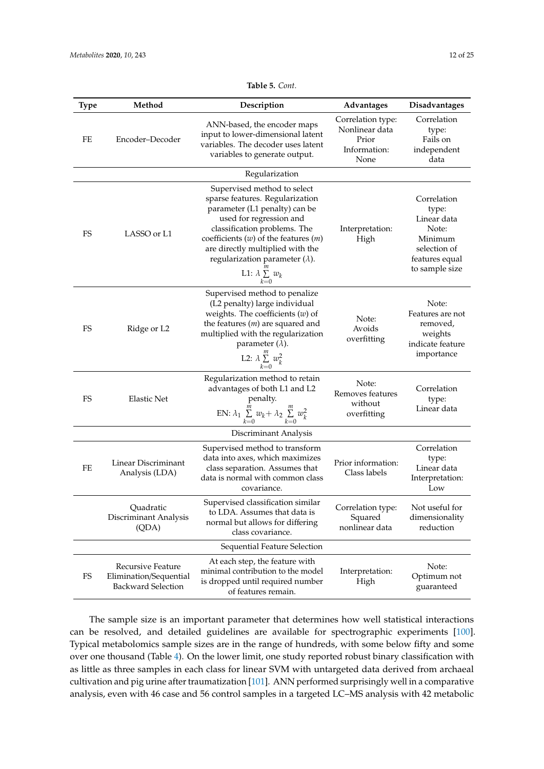**Table 5.** *Cont.*

| Type | Method | Description | Advantages | Disadvantages |
|---|---|---|---|---|
| FE | Encoder–Decoder | ANN-based, the encoder maps input to lower-dimensional latent variables. The decoder uses latent variables to generate output. | Correlation type: Nonlinear data Prior Information: None | Correlation type: Fails on independent data |
| | | Regularization | | |
| FS | LASSO or L1 | Supervised method to select sparse features. Regularization parameter (L1 penalty) can be used for regression and classification problems. The coefficients ($w$) of the features ($m$) are directly multiplied with the regularization parameter ($\lambda$). L1: $\lambda \sum_{k=0}^{m} w_k$ | Interpretation: High | Correlation type: Linear data Note: Minimum selection of features equal to sample size |
| FS | Ridge or L2 | Supervised method to penalize (L2 penalty) large individual weights. The coefficients ($w$) of the features ($m$) are squared and multiplied with the regularization parameter ($\lambda$). L2: $\lambda \sum_{k=0}^{m} w_k^2$ | Note: Avoids overfitting | Note: Features are not removed, weights indicate feature importance |
| FS | Elastic Net | Regularization method to retain advantages of both L1 and L2 penalty. EN: $\lambda_1 \sum_{k=0}^{m} w_k + \lambda_2 \sum_{k=0}^{m} w_k^2$ | Note: Removes features without overfitting | Correlation type: Linear data |
| | | Discriminant Analysis | | |
| FE | Linear Discriminant Analysis (LDA) | Supervised method to transform data into axes, which maximizes class separation. Assumes that data is normal with common class covariance. | Prior information: Class labels | Correlation type: Linear data Interpretation: Low |
| | Quadratic Discriminant Analysis (QDA) | Supervised classification similar to LDA. Assumes that data is normal but allows for differing class covariance. | Correlation type: Squared nonlinear data | Not useful for dimensionality reduction |
| | | Sequential Feature Selection | | |
| FS | Recursive Feature Elimination/Sequential Backward Selection | At each step, the feature with minimal contribution to the model is dropped until required number of features remain. | Interpretation: High | Note: Optimum not guaranteed |

The sample size is an important parameter that determines how well statistical interactions can be resolved, and detailed guidelines are available for spectrographic experiments [100]. Typical metabolomics sample sizes are in the range of hundreds, with some below fifty and some over one thousand (Table 4). On the lower limit, one study reported robust binary classification with as little as three samples in each class for linear SVM with untargeted data derived from archaeal cultivation and pig urine after traumatization [101]. ANN performed surprisingly well in a comparative analysis, even with 46 case and 56 control samples in a targeted LC–MS analysis with 42 metabolic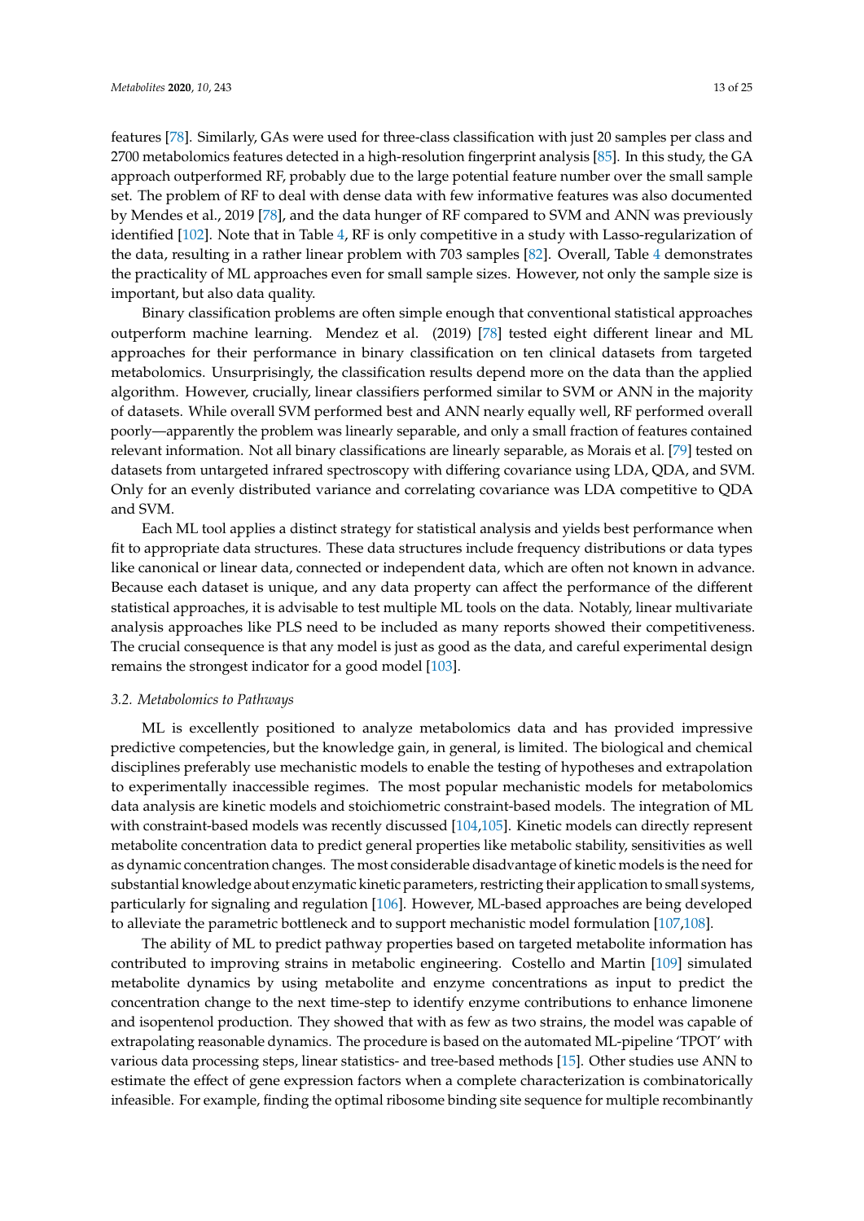features [78]. Similarly, GAs were used for three-class classification with just 20 samples per class and 2700 metabolomics features detected in a high-resolution fingerprint analysis [85]. In this study, the GA approach outperformed RF, probably due to the large potential feature number over the small sample set. The problem of RF to deal with dense data with few informative features was also documented by Mendes et al., 2019 [78], and the data hunger of RF compared to SVM and ANN was previously identified [102]. Note that in Table 4, RF is only competitive in a study with Lasso-regularization of the data, resulting in a rather linear problem with 703 samples [82]. Overall, Table 4 demonstrates the practicality of ML approaches even for small sample sizes. However, not only the sample size is important, but also data quality.

Binary classification problems are often simple enough that conventional statistical approaches outperform machine learning. Mendez et al. (2019) [78] tested eight different linear and ML approaches for their performance in binary classification on ten clinical datasets from targeted metabolomics. Unsurprisingly, the classification results depend more on the data than the applied algorithm. However, crucially, linear classifiers performed similar to SVM or ANN in the majority of datasets. While overall SVM performed best and ANN nearly equally well, RF performed overall poorly—apparently the problem was linearly separable, and only a small fraction of features contained relevant information. Not all binary classifications are linearly separable, as Morais et al. [79] tested on datasets from untargeted infrared spectroscopy with differing covariance using LDA, QDA, and SVM. Only for an evenly distributed variance and correlating covariance was LDA competitive to QDA and SVM.

Each ML tool applies a distinct strategy for statistical analysis and yields best performance when fit to appropriate data structures. These data structures include frequency distributions or data types like canonical or linear data, connected or independent data, which are often not known in advance. Because each dataset is unique, and any data property can affect the performance of the different statistical approaches, it is advisable to test multiple ML tools on the data. Notably, linear multivariate analysis approaches like PLS need to be included as many reports showed their competitiveness. The crucial consequence is that any model is just as good as the data, and careful experimental design remains the strongest indicator for a good model [103].

### 3.2. Metabolomics to Pathways

ML is excellently positioned to analyze metabolomics data and has provided impressive predictive competencies, but the knowledge gain, in general, is limited. The biological and chemical disciplines preferably use mechanistic models to enable the testing of hypotheses and extrapolation to experimentally inaccessible regimes. The most popular mechanistic models for metabolomics data analysis are kinetic models and stoichiometric constraint-based models. The integration of ML with constraint-based models was recently discussed [104,105]. Kinetic models can directly represent metabolite concentration data to predict general properties like metabolic stability, sensitivities as well as dynamic concentration changes. The most considerable disadvantage of kinetic models is the need for substantial knowledge about enzymatic kinetic parameters, restricting their application to small systems, particularly for signaling and regulation [106]. However, ML-based approaches are being developed to alleviate the parametric bottleneck and to support mechanistic model formulation [107,108].

The ability of ML to predict pathway properties based on targeted metabolite information has contributed to improving strains in metabolic engineering. Costello and Martin [109] simulated metabolite dynamics by using metabolite and enzyme concentrations as input to predict the concentration change to the next time-step to identify enzyme contributions to enhance limonene and isopentenol production. They showed that with as few as two strains, the model was capable of extrapolating reasonable dynamics. The procedure is based on the automated ML-pipeline 'TPOT' with various data processing steps, linear statistics- and tree-based methods [15]. Other studies use ANN to estimate the effect of gene expression factors when a complete characterization is combinatorically infeasible. For example, finding the optimal ribosome binding site sequence for multiple recombinantly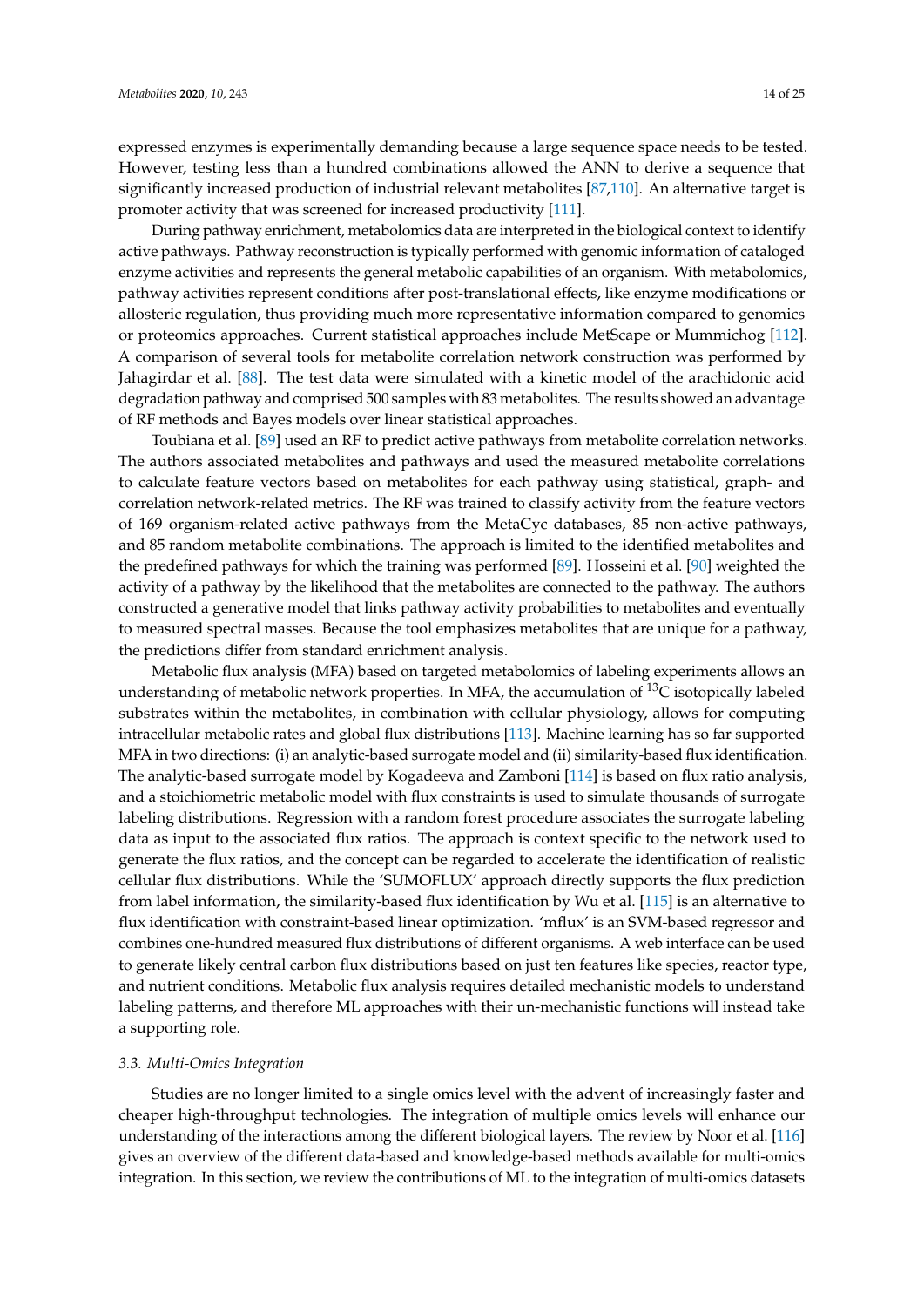expressed enzymes is experimentally demanding because a large sequence space needs to be tested. However, testing less than a hundred combinations allowed the ANN to derive a sequence that significantly increased production of industrial relevant metabolites [87,110]. An alternative target is promoter activity that was screened for increased productivity [111].

During pathway enrichment, metabolomics data are interpreted in the biological context to identify active pathways. Pathway reconstruction is typically performed with genomic information of cataloged enzyme activities and represents the general metabolic capabilities of an organism. With metabolomics, pathway activities represent conditions after post-translational effects, like enzyme modifications or allosteric regulation, thus providing much more representative information compared to genomics or proteomics approaches. Current statistical approaches include MetScape or Mummichog [112]. A comparison of several tools for metabolite correlation network construction was performed by Jahagirdar et al. [88]. The test data were simulated with a kinetic model of the arachidonic acid degradation pathway and comprised 500 samples with 83 metabolites. The results showed an advantage of RF methods and Bayes models over linear statistical approaches.

Toubiana et al. [89] used an RF to predict active pathways from metabolite correlation networks. The authors associated metabolites and pathways and used the measured metabolite correlations to calculate feature vectors based on metabolites for each pathway using statistical, graph- and correlation network-related metrics. The RF was trained to classify activity from the feature vectors of 169 organism-related active pathways from the MetaCyc databases, 85 non-active pathways, and 85 random metabolite combinations. The approach is limited to the identified metabolites and the predefined pathways for which the training was performed [89]. Hosseini et al. [90] weighted the activity of a pathway by the likelihood that the metabolites are connected to the pathway. The authors constructed a generative model that links pathway activity probabilities to metabolites and eventually to measured spectral masses. Because the tool emphasizes metabolites that are unique for a pathway, the predictions differ from standard enrichment analysis.

Metabolic flux analysis (MFA) based on targeted metabolomics of labeling experiments allows an understanding of metabolic network properties. In MFA, the accumulation of $^{13}C$ isotopically labeled substrates within the metabolites, in combination with cellular physiology, allows for computing intracellular metabolic rates and global flux distributions [113]. Machine learning has so far supported MFA in two directions: (i) an analytic-based surrogate model and (ii) similarity-based flux identification. The analytic-based surrogate model by Kogadeeva and Zamboni [114] is based on flux ratio analysis, and a stoichiometric metabolic model with flux constraints is used to simulate thousands of surrogate labeling distributions. Regression with a random forest procedure associates the surrogate labeling data as input to the associated flux ratios. The approach is context specific to the network used to generate the flux ratios, and the concept can be regarded to accelerate the identification of realistic cellular flux distributions. While the 'SUMOFLUX' approach directly supports the flux prediction from label information, the similarity-based flux identification by Wu et al. [115] is an alternative to flux identification with constraint-based linear optimization. 'mflux' is an SVM-based regressor and combines one-hundred measured flux distributions of different organisms. A web interface can be used to generate likely central carbon flux distributions based on just ten features like species, reactor type, and nutrient conditions. Metabolic flux analysis requires detailed mechanistic models to understand labeling patterns, and therefore ML approaches with their un-mechanistic functions will instead take a supporting role.

### 3.3. Multi-Omics Integration

Studies are no longer limited to a single omics level with the advent of increasingly faster and cheaper high-throughput technologies. The integration of multiple omics levels will enhance our understanding of the interactions among the different biological layers. The review by Noor et al. [116] gives an overview of the different data-based and knowledge-based methods available for multi-omics integration. In this section, we review the contributions of ML to the integration of multi-omics datasets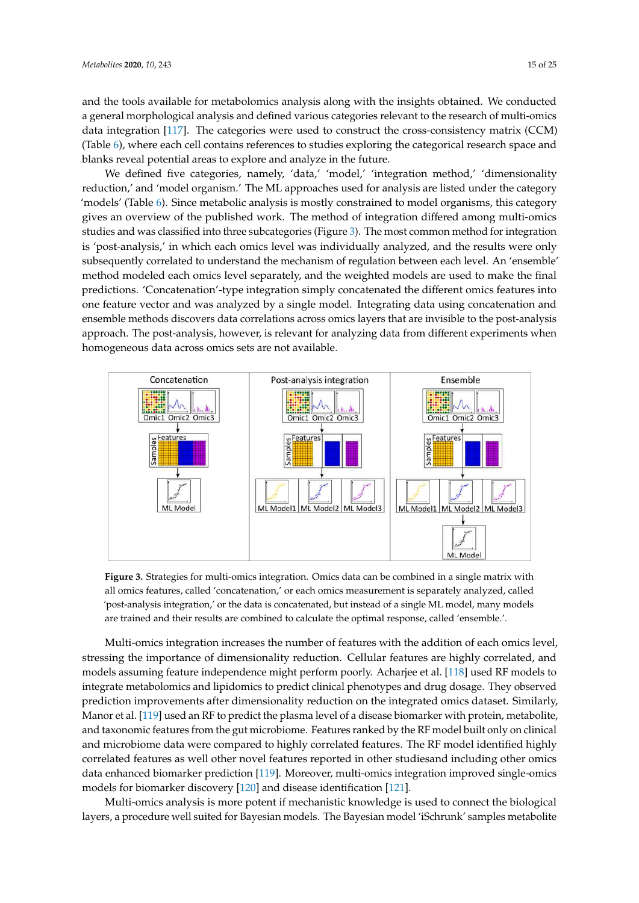and the tools available for metabolomics analysis along with the insights obtained. We conducted a general morphological analysis and defined various categories relevant to the research of multi-omics data integration [117]. The categories were used to construct the cross-consistency matrix (CCM) (Table 6), where each cell contains references to studies exploring the categorical research space and blanks reveal potential areas to explore and analyze in the future.

We defined five categories, namely, 'data,' 'model,' 'integration method,' 'dimensionality reduction,' and 'model organism.' The ML approaches used for analysis are listed under the category 'models' (Table 6). Since metabolic analysis is mostly constrained to model organisms, this category gives an overview of the published work. The method of integration differed among multi-omics studies and was classified into three subcategories (Figure 3). The most common method for integration is 'post-analysis,' in which each omics level was individually analyzed, and the results were only subsequently correlated to understand the mechanism of regulation between each level. An 'ensemble' method modeled each omics level separately, and the weighted models are used to make the final predictions. 'Concatenation'-type integration simply concatenated the different omics features into one feature vector and was analyzed by a single model. Integrating data using concatenation and ensemble methods discovers data correlations across omics layers that are invisible to the post-analysis approach. The post-analysis, however, is relevant for analyzing data from different experiments when homogeneous data across omics sets are not available.

**Figure 3.** Strategies for multi-omics integration. Omics data can be combined in a single matrix with all omics features, called 'concatenation,' or each omics measurement is separately analyzed, called 'post-analysis integration,' or the data is concatenated, but instead of a single ML model, many models are trained and their results are combined to calculate the optimal response, called 'ensemble.'.

Multi-omics integration increases the number of features with the addition of each omics level, stressing the importance of dimensionality reduction. Cellular features are highly correlated, and models assuming feature independence might perform poorly. Acharjee et al. [118] used RF models to integrate metabolomics and lipidomics to predict clinical phenotypes and drug dosage. They observed prediction improvements after dimensionality reduction on the integrated omics dataset. Similarly, Manor et al. [119] used an RF to predict the plasma level of a disease biomarker with protein, metabolite, and taxonomic features from the gut microbiome. Features ranked by the RF model built only on clinical and microbiome data were compared to highly correlated features. The RF model identified highly correlated features as well other novel features reported in other studiesand including other omics data enhanced biomarker prediction [119]. Moreover, multi-omics integration improved single-omics models for biomarker discovery [120] and disease identification [121].

Multi-omics analysis is more potent if mechanistic knowledge is used to connect the biological layers, a procedure well suited for Bayesian models. The Bayesian model 'iSchrunk' samples metabolite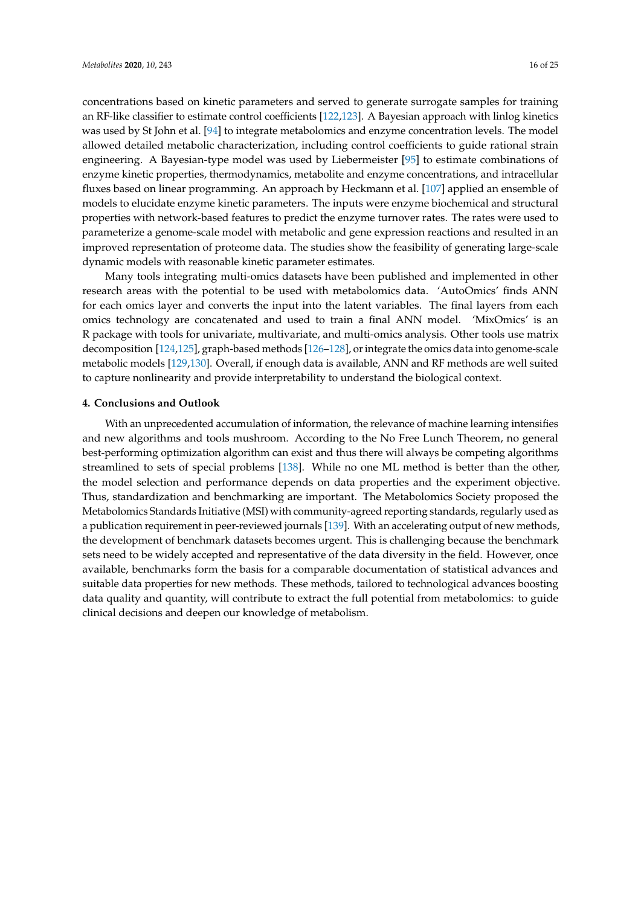concentrations based on kinetic parameters and served to generate surrogate samples for training an RF-like classifier to estimate control coefficients [122,123]. A Bayesian approach with linlog kinetics was used by St John et al. [94] to integrate metabolomics and enzyme concentration levels. The model allowed detailed metabolic characterization, including control coefficients to guide rational strain engineering. A Bayesian-type model was used by Liebermeister [95] to estimate combinations of enzyme kinetic properties, thermodynamics, metabolite and enzyme concentrations, and intracellular fluxes based on linear programming. An approach by Heckmann et al. [107] applied an ensemble of models to elucidate enzyme kinetic parameters. The inputs were enzyme biochemical and structural properties with network-based features to predict the enzyme turnover rates. The rates were used to parameterize a genome-scale model with metabolic and gene expression reactions and resulted in an improved representation of proteome data. The studies show the feasibility of generating large-scale dynamic models with reasonable kinetic parameter estimates.

Many tools integrating multi-omics datasets have been published and implemented in other research areas with the potential to be used with metabolomics data. 'AutoOmics' finds ANN for each omics layer and converts the input into the latent variables. The final layers from each omics technology are concatenated and used to train a final ANN model. 'MixOmics' is an R package with tools for univariate, multivariate, and multi-omics analysis. Other tools use matrix decomposition [124,125], graph-based methods [126–128], or integrate the omics data into genome-scale metabolic models [129,130]. Overall, if enough data is available, ANN and RF methods are well suited to capture nonlinearity and provide interpretability to understand the biological context.

## 4. Conclusions and Outlook

With an unprecedented accumulation of information, the relevance of machine learning intensifies and new algorithms and tools mushroom. According to the No Free Lunch Theorem, no general best-performing optimization algorithm can exist and thus there will always be competing algorithms streamlined to sets of special problems [138]. While no one ML method is better than the other, the model selection and performance depends on data properties and the experiment objective. Thus, standardization and benchmarking are important. The Metabolomics Society proposed the Metabolomics Standards Initiative (MSI) with community-agreed reporting standards, regularly used as a publication requirement in peer-reviewed journals [139]. With an accelerating output of new methods, the development of benchmark datasets becomes urgent. This is challenging because the benchmark sets need to be widely accepted and representative of the data diversity in the field. However, once available, benchmarks form the basis for a comparable documentation of statistical advances and suitable data properties for new methods. These methods, tailored to technological advances boosting data quality and quantity, will contribute to extract the full potential from metabolomics: to guide clinical decisions and deepen our knowledge of metabolism.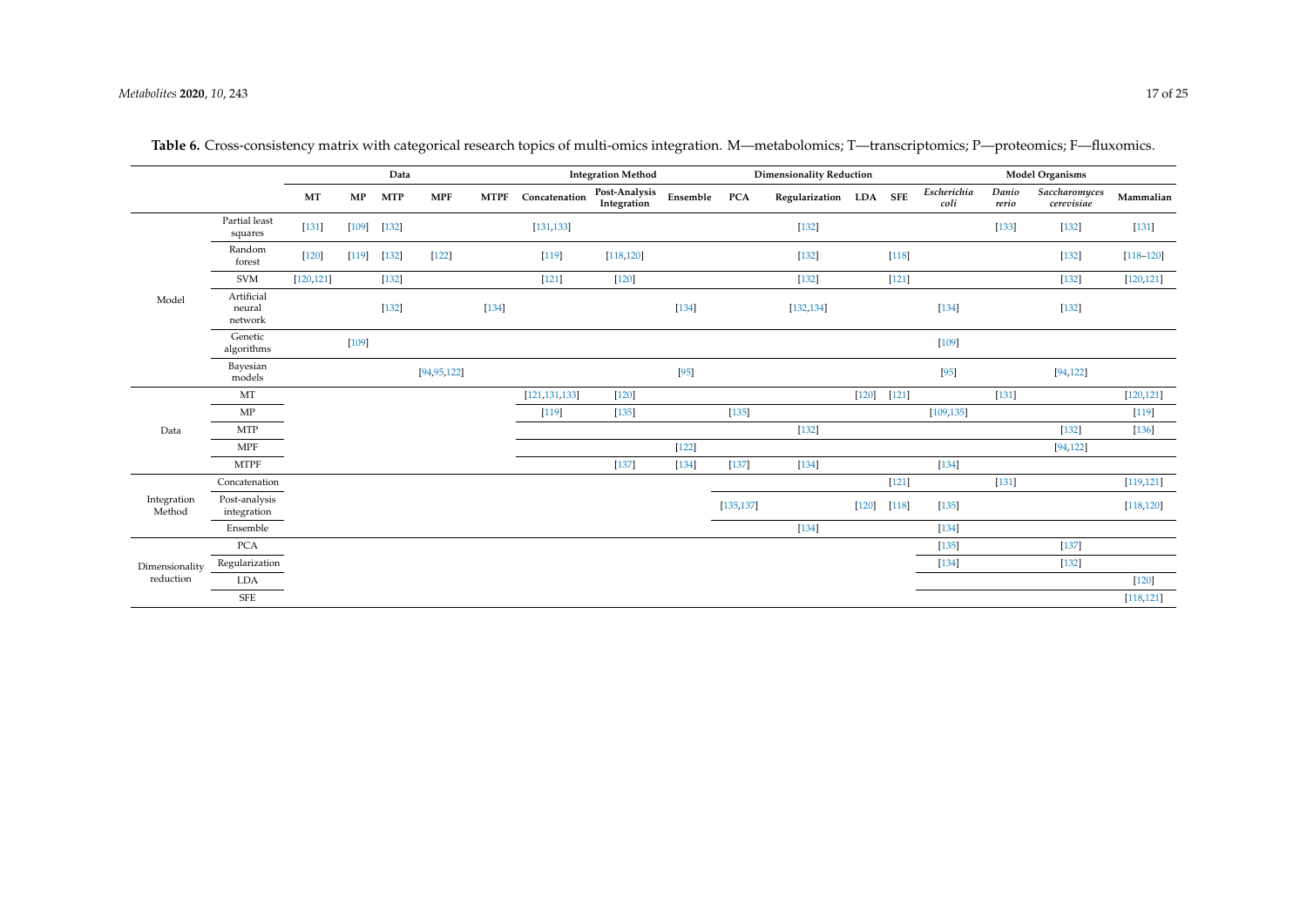**Table 6.** Cross-consistency matrix with categorical research topics of multi-omics integration. M—metabolomics; T—transcriptomics; P—proteomics; F—fluxomics.

| | | Data | | | | | Integration Method | | | Dimensionality Reduction | | | | Model Organisms | | | |
|---|---|---|---|---|---|---|---|---|---|---|---|---|---|---|---|---|---|
| | | MT | MP | MTP | MPF | MTPF | Concatenation | Post-Analysis Integration | Ensemble | PCA | Regularization | LDA | SFE | *Escherichia coli* | *Danio rerio* | *Saccharomyces cerevisiae* | Mammalian |
| Model | Partial least squares | [131] | [109] | [132] | | | [131,133] | | | | [132] | | | | [133] | [132] | [131] |
| | Random forest | [120] | [119] | [132] | [122] | | [119] | [118,120] | | | [132] | | [118] | | | [132] | [118–120] |
| | SVM | [120,121] | | [132] | | | [121] | [120] | | | [132] | | [121] | | | [132] | [120,121] |
| | Artificial neural network | | | [132] | | [134] | | | [134] | | [132,134] | | | [134] | | [132] | |
| | Genetic algorithms | | [109] | | | | | | | | | | | [109] | | | |
| | Bayesian models | | | | [94,95,122] | | | | [95] | | | | | [95] | | [94,122] | |
| Data | MT | | | | | | [121,131,133] | [120] | | | | [120] | [121] | | [131] | | [120,121] |
| | MP | | | | | | [119] | [135] | | [135] | | | | [109,135] | | | [119] |
| | MTP | | | | | | | | | | [132] | | | | | [132] | [136] |
| | MPF | | | | | | | | [122] | | | | | | | [94,122] | |
| | MTPF | | | | | | | [137] | [134] | [137] | [134] | | | [134] | | | |
| Integration Method | Concatenation | | | | | | | | | | | | [121] | | [131] | | [119,121] |
| | Post-analysis integration | | | | | | | | | [135,137] | | [120] | [118] | [135] | | | [118,120] |
| | Ensemble | | | | | | | | | | [134] | | | [134] | | | |
| Dimensionality reduction | PCA | | | | | | | | | | | | | [135] | | [137] | |
| | Regularization | | | | | | | | | | | | | [134] | | [132] | |
| | LDA | | | | | | | | | | | | | | | | [120] |
| | SFE | | | | | | | | | | | | | | | | [118,121] |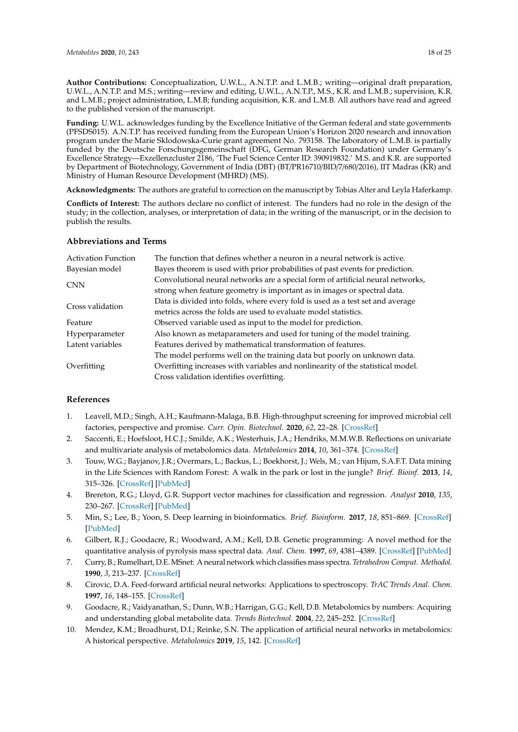**Author Contributions:** Conceptualization, U.W.L., A.N.T.P. and L.M.B.; writing—original draft preparation, U.W.L., A.N.T.P. and M.S.; writing—review and editing, U.W.L., A.N.T.P., M.S., K.R. and L.M.B.; supervision, K.R. and L.M.B.; project administration, L.M.B; funding acquisition, K.R. and L.M.B. All authors have read and agreed to the published version of the manuscript.

**Funding:** U.W.L. acknowledges funding by the Excellence Initiative of the German federal and state governments (PFSDS015). A.N.T.P. has received funding from the European Union's Horizon 2020 research and innovation program under the Marie Sklodowska-Curie grant agreement No. 793158. The laboratory of L.M.B. is partially funded by the Deutsche Forschungsgemeinschaft (DFG, German Research Foundation) under Germany's Excellence Strategy—Exzellenzcluster 2186, 'The Fuel Science Center ID: 390919832.' M.S. and K.R. are supported by Department of Biotechnology, Government of India (DBT) (BT/PR16710/BID/7/680/2016), IIT Madras (KR) and Ministry of Human Resource Development (MHRD) (MS).

**Acknowledgments:** The authors are grateful to correction on the manuscript by Tobias Alter and Leyla Haferkamp.

**Conflicts of Interest:** The authors declare no conflict of interest. The funders had no role in the design of the study; in the collection, analyses, or interpretation of data; in the writing of the manuscript, or in the decision to publish the results.

## Abbreviations and Terms

| | |
|---|---|
| Activation Function | The function that defines whether a neuron in a neural network is active. |
| Bayesian model | Bayes theorem is used with prior probabilities of past events for prediction. |
| CNN | Convolutional neural networks are a special form of artificial neural networks, strong when feature geometry is important as in images or spectral data. |
| Cross validation | Data is divided into folds, where every fold is used as a test set and average metrics across the folds are used to evaluate model statistics. |
| Feature | Observed variable used as input to the model for prediction. |
| Hyperparameter | Also known as metaparameters and used for tuning of the model training. |
| Latent variables | Features derived by mathematical transformation of features. |
| Overfitting | The model performs well on the training data but poorly on unknown data. Overfitting increases with variables and nonlinearity of the statistical model. Cross validation identifies overfitting. |

## References

1. Leavell, M.D.; Singh, A.H.; Kaufmann-Malaga, B.B. High-throughput screening for improved microbial cell factories, perspective and promise. *Curr. Opin. Biotechnol.* **2020**, *62*, 22–28. [CrossRef]
2. Saccenti, E.; Hoefsloot, H.C.J.; Smilde, A.K.; Westerhuis, J.A.; Hendriks, M.M.W.B. Reflections on univariate and multivariate analysis of metabolomics data. *Metabolomics* **2014**, *10*, 361–374. [CrossRef]
3. Touw, W.G.; Bayjanov, J.R.; Overmars, L.; Backus, L.; Boekhorst, J.; Wels, M.; van Hijum, S.A.F.T. Data mining in the Life Sciences with Random Forest: A walk in the park or lost in the jungle? *Brief. Bioinf.* **2013**, *14*, 315–326. [CrossRef] [PubMed]
4. Brereton, R.G.; Lloyd, G.R. Support vector machines for classification and regression. *Analyst* **2010**, *135*, 230–267. [CrossRef] [PubMed]
5. Min, S.; Lee, B.; Yoon, S. Deep learning in bioinformatics. *Brief. Bioinform.* **2017**, *18*, 851–869. [CrossRef] [PubMed]
6. Gilbert, R.J.; Goodacre, R.; Woodward, A.M.; Kell, D.B. Genetic programming: A novel method for the quantitative analysis of pyrolysis mass spectral data. *Anal. Chem.* **1997**, *69*, 4381–4389. [CrossRef] [PubMed]
7. Curry, B.; Rumelhart, D.E. MSnet: A neural network which classifies mass spectra. *Tetrahedron Comput. Methodol.* **1990**, *3*, 213–237. [CrossRef]
8. Cirovic, D.A. Feed-forward artificial neural networks: Applications to spectroscopy. *TrAC Trends Anal. Chem.* **1997**, *16*, 148–155. [CrossRef]
9. Goodacre, R.; Vaidyanathan, S.; Dunn, W.B.; Harrigan, G.G.; Kell, D.B. Metabolomics by numbers: Acquiring and understanding global metabolite data. *Trends Biotechnol.* **2004**, *22*, 245–252. [CrossRef]
10. Mendez, K.M.; Broadhurst, D.I.; Reinke, S.N. The application of artificial neural networks in metabolomics: A historical perspective. *Metabolomics* **2019**, *15*, 142. [CrossRef]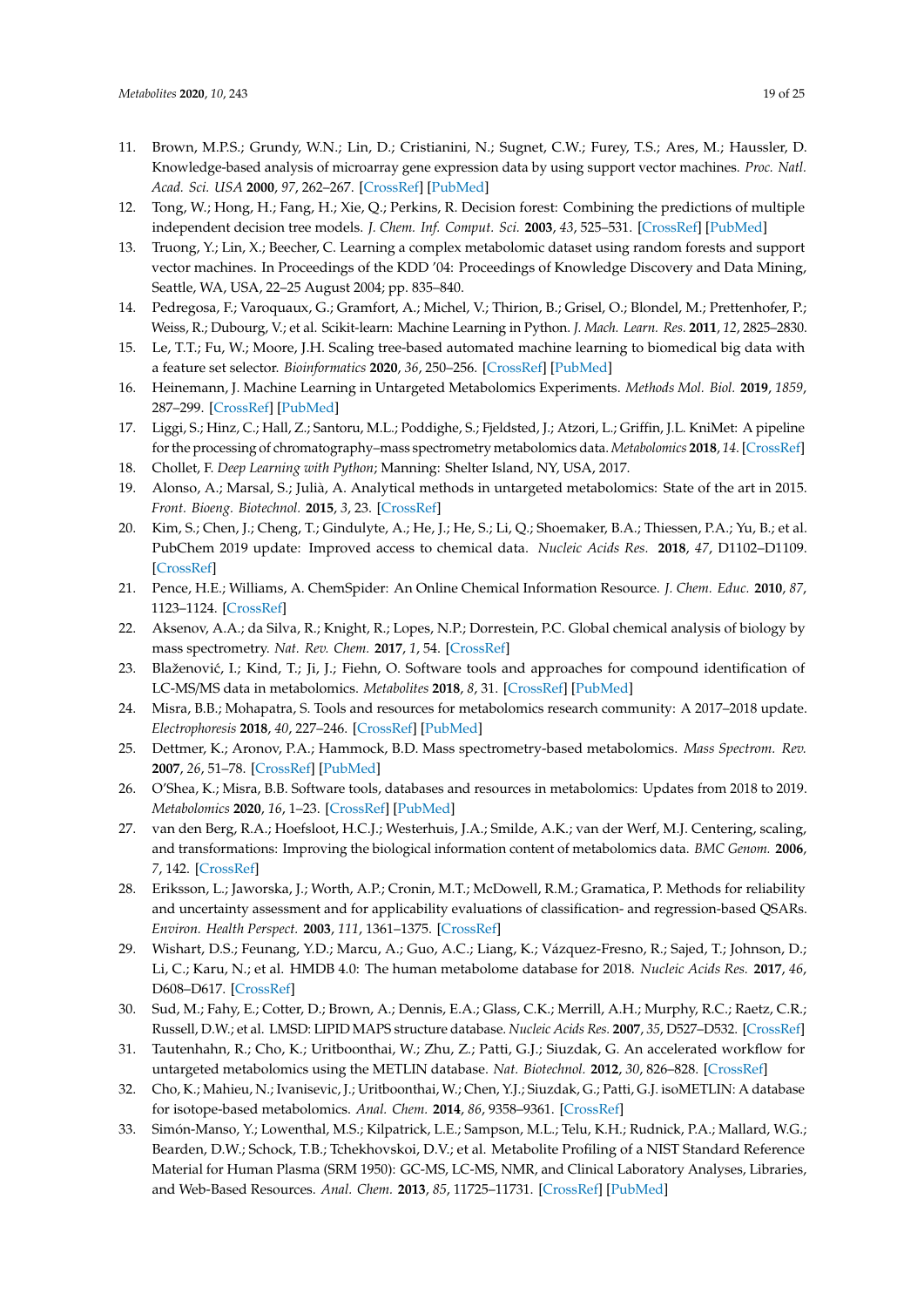11. Brown, M.P.S.; Grundy, W.N.; Lin, D.; Cristianini, N.; Sugnet, C.W.; Furey, T.S.; Ares, M.; Haussler, D. Knowledge-based analysis of microarray gene expression data by using support vector machines. *Proc. Natl. Acad. Sci. USA* **2000**, *97*, 262–267. [CrossRef] [PubMed]
12. Tong, W.; Hong, H.; Fang, H.; Xie, Q.; Perkins, R. Decision forest: Combining the predictions of multiple independent decision tree models. *J. Chem. Inf. Comput. Sci.* **2003**, *43*, 525–531. [CrossRef] [PubMed]
13. Truong, Y.; Lin, X.; Beecher, C. Learning a complex metabolomic dataset using random forests and support vector machines. In Proceedings of the KDD '04: Proceedings of Knowledge Discovery and Data Mining, Seattle, WA, USA, 22–25 August 2004; pp. 835–840.
14. Pedregosa, F.; Varoquaux, G.; Gramfort, A.; Michel, V.; Thirion, B.; Grisel, O.; Blondel, M.; Prettenhofer, P.; Weiss, R.; Dubourg, V.; et al. Scikit-learn: Machine Learning in Python. *J. Mach. Learn. Res.* **2011**, *12*, 2825–2830.
15. Le, T.T.; Fu, W.; Moore, J.H. Scaling tree-based automated machine learning to biomedical big data with a feature set selector. *Bioinformatics* **2020**, *36*, 250–256. [CrossRef] [PubMed]
16. Heinemann, J. Machine Learning in Untargeted Metabolomics Experiments. *Methods Mol. Biol.* **2019**, *1859*, 287–299. [CrossRef] [PubMed]
17. Liggi, S.; Hinz, C.; Hall, Z.; Santoru, M.L.; Poddighe, S.; Fjeldsted, J.; Atzori, L.; Griffin, J.L. KniMet: A pipeline for the processing of chromatography–mass spectrometry metabolomics data. *Metabolomics* **2018**, *14*. [CrossRef]
18. Chollet, F. *Deep Learning with Python*; Manning: Shelter Island, NY, USA, 2017.
19. Alonso, A.; Marsal, S.; Julià, A. Analytical methods in untargeted metabolomics: State of the art in 2015. *Front. Bioeng. Biotechnol.* **2015**, *3*, 23. [CrossRef]
20. Kim, S.; Chen, J.; Cheng, T.; Gindulyte, A.; He, J.; He, S.; Li, Q.; Shoemaker, B.A.; Thiessen, P.A.; Yu, B.; et al. PubChem 2019 update: Improved access to chemical data. *Nucleic Acids Res.* **2018**, *47*, D1102–D1109. [CrossRef]
21. Pence, H.E.; Williams, A. ChemSpider: An Online Chemical Information Resource. *J. Chem. Educ.* **2010**, *87*, 1123–1124. [CrossRef]
22. Aksenov, A.A.; da Silva, R.; Knight, R.; Lopes, N.P.; Dorrestein, P.C. Global chemical analysis of biology by mass spectrometry. *Nat. Rev. Chem.* **2017**, *1*, 54. [CrossRef]
23. Blaženović, I.; Kind, T.; Ji, J.; Fiehn, O. Software tools and approaches for compound identification of LC-MS/MS data in metabolomics. *Metabolites* **2018**, *8*, 31. [CrossRef] [PubMed]
24. Misra, B.B.; Mohapatra, S. Tools and resources for metabolomics research community: A 2017–2018 update. *Electrophoresis* **2018**, *40*, 227–246. [CrossRef] [PubMed]
25. Dettmer, K.; Aronov, P.A.; Hammock, B.D. Mass spectrometry-based metabolomics. *Mass Spectrom. Rev.* **2007**, *26*, 51–78. [CrossRef] [PubMed]
26. O'Shea, K.; Misra, B.B. Software tools, databases and resources in metabolomics: Updates from 2018 to 2019. *Metabolomics* **2020**, *16*, 1–23. [CrossRef] [PubMed]
27. van den Berg, R.A.; Hoefsloot, H.C.J.; Westerhuis, J.A.; Smilde, A.K.; van der Werf, M.J. Centering, scaling, and transformations: Improving the biological information content of metabolomics data. *BMC Genom.* **2006**, *7*, 142. [CrossRef]
28. Eriksson, L.; Jaworska, J.; Worth, A.P.; Cronin, M.T.; McDowell, R.M.; Gramatica, P. Methods for reliability and uncertainty assessment and for applicability evaluations of classification- and regression-based QSARs. *Environ. Health Perspect.* **2003**, *111*, 1361–1375. [CrossRef]
29. Wishart, D.S.; Feunang, Y.D.; Marcu, A.; Guo, A.C.; Liang, K.; Vázquez-Fresno, R.; Sajed, T.; Johnson, D.; Li, C.; Karu, N.; et al. HMDB 4.0: The human metabolome database for 2018. *Nucleic Acids Res.* **2017**, *46*, D608–D617. [CrossRef]
30. Sud, M.; Fahy, E.; Cotter, D.; Brown, A.; Dennis, E.A.; Glass, C.K.; Merrill, A.H.; Murphy, R.C.; Raetz, C.R.; Russell, D.W.; et al. LMSD: LIPID MAPS structure database. *Nucleic Acids Res.* **2007**, *35*, D527–D532. [CrossRef]
31. Tautenhahn, R.; Cho, K.; Uritboonthai, W.; Zhu, Z.; Patti, G.J.; Siuzdak, G. An accelerated workflow for untargeted metabolomics using the METLIN database. *Nat. Biotechnol.* **2012**, *30*, 826–828. [CrossRef]
32. Cho, K.; Mahieu, N.; Ivanisevic, J.; Uritboonthai, W.; Chen, Y.J.; Siuzdak, G.; Patti, G.J. isoMETLIN: A database for isotope-based metabolomics. *Anal. Chem.* **2014**, *86*, 9358–9361. [CrossRef]
33. Simón-Manso, Y.; Lowenthal, M.S.; Kilpatrick, L.E.; Sampson, M.L.; Telu, K.H.; Rudnick, P.A.; Mallard, W.G.; Bearden, D.W.; Schock, T.B.; Tchekhovskoi, D.V.; et al. Metabolite Profiling of a NIST Standard Reference Material for Human Plasma (SRM 1950): GC-MS, LC-MS, NMR, and Clinical Laboratory Analyses, Libraries, and Web-Based Resources. *Anal. Chem.* **2013**, *85*, 11725–11731. [CrossRef] [PubMed]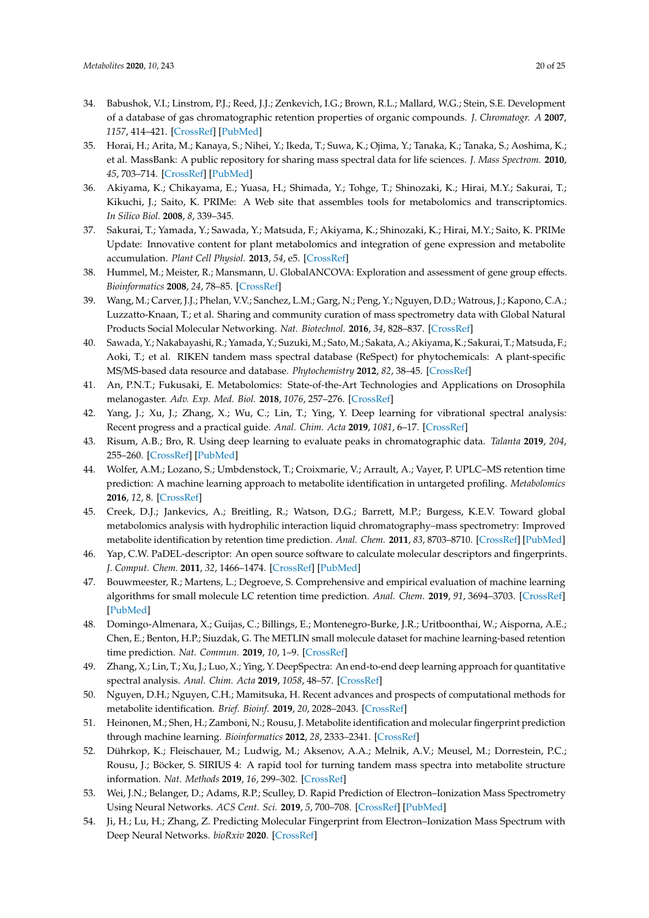34. Babushok, V.I.; Linstrom, P.J.; Reed, J.J.; Zenkevich, I.G.; Brown, R.L.; Mallard, W.G.; Stein, S.E. Development of a database of gas chromatographic retention properties of organic compounds. *J. Chromatogr. A* **2007**, *1157*, 414–421. [CrossRef] [PubMed]
35. Horai, H.; Arita, M.; Kanaya, S.; Nihei, Y.; Ikeda, T.; Suwa, K.; Ojima, Y.; Tanaka, K.; Tanaka, S.; Aoshima, K.; et al. MassBank: A public repository for sharing mass spectral data for life sciences. *J. Mass Spectrom.* **2010**, *45*, 703–714. [CrossRef] [PubMed]
36. Akiyama, K.; Chikayama, E.; Yuasa, H.; Shimada, Y.; Tohge, T.; Shinozaki, K.; Hirai, M.Y.; Sakurai, T.; Kikuchi, J.; Saito, K. PRIMe: A Web site that assembles tools for metabolomics and transcriptomics. *In Silico Biol.* **2008**, *8*, 339–345.
37. Sakurai, T.; Yamada, Y.; Sawada, Y.; Matsuda, F.; Akiyama, K.; Shinozaki, K.; Hirai, M.Y.; Saito, K. PRIMe Update: Innovative content for plant metabolomics and integration of gene expression and metabolite accumulation. *Plant Cell Physiol.* **2013**, *54*, e5. [CrossRef]
38. Hummel, M.; Meister, R.; Mansmann, U. GlobalANCOVA: Exploration and assessment of gene group effects. *Bioinformatics* **2008**, *24*, 78–85. [CrossRef]
39. Wang, M.; Carver, J.J.; Phelan, V.V.; Sanchez, L.M.; Garg, N.; Peng, Y.; Nguyen, D.D.; Watrous, J.; Kapono, C.A.; Luzzatto-Knaan, T.; et al. Sharing and community curation of mass spectrometry data with Global Natural Products Social Molecular Networking. *Nat. Biotechnol.* **2016**, *34*, 828–837. [CrossRef]
40. Sawada, Y.; Nakabayashi, R.; Yamada, Y.; Suzuki, M.; Sato, M.; Sakata, A.; Akiyama, K.; Sakurai, T.; Matsuda, F.; Aoki, T.; et al. RIKEN tandem mass spectral database (ReSpect) for phytochemicals: A plant-specific MS/MS-based data resource and database. *Phytochemistry* **2012**, *82*, 38–45. [CrossRef]
41. An, P.N.T.; Fukusaki, E. Metabolomics: State-of-the-Art Technologies and Applications on Drosophila melanogaster. *Adv. Exp. Med. Biol.* **2018**, *1076*, 257–276. [CrossRef]
42. Yang, J.; Xu, J.; Zhang, X.; Wu, C.; Lin, T.; Ying, Y. Deep learning for vibrational spectral analysis: Recent progress and a practical guide. *Anal. Chim. Acta* **2019**, *1081*, 6–17. [CrossRef]
43. Risum, A.B.; Bro, R. Using deep learning to evaluate peaks in chromatographic data. *Talanta* **2019**, *204*, 255–260. [CrossRef] [PubMed]
44. Wolfer, A.M.; Lozano, S.; Umbdenstock, T.; Croixmarie, V.; Arrault, A.; Vayer, P. UPLC–MS retention time prediction: A machine learning approach to metabolite identification in untargeted profiling. *Metabolomics* **2016**, *12*, 8. [CrossRef]
45. Creek, D.J.; Jankevics, A.; Breitling, R.; Watson, D.G.; Barrett, M.P.; Burgess, K.E.V. Toward global metabolomics analysis with hydrophilic interaction liquid chromatography–mass spectrometry: Improved metabolite identification by retention time prediction. *Anal. Chem.* **2011**, *83*, 8703–8710. [CrossRef] [PubMed]
46. Yap, C.W. PaDEL-descriptor: An open source software to calculate molecular descriptors and fingerprints. *J. Comput. Chem.* **2011**, *32*, 1466–1474. [CrossRef] [PubMed]
47. Bouwmeester, R.; Martens, L.; Degroeve, S. Comprehensive and empirical evaluation of machine learning algorithms for small molecule LC retention time prediction. *Anal. Chem.* **2019**, *91*, 3694–3703. [CrossRef] [PubMed]
48. Domingo-Almenara, X.; Guijas, C.; Billings, E.; Montenegro-Burke, J.R.; Uritboonthai, W.; Aisporna, A.E.; Chen, E.; Benton, H.P.; Siuzdak, G. The METLIN small molecule dataset for machine learning-based retention time prediction. *Nat. Commun.* **2019**, *10*, 1–9. [CrossRef]
49. Zhang, X.; Lin, T.; Xu, J.; Luo, X.; Ying, Y. DeepSpectra: An end-to-end deep learning approach for quantitative spectral analysis. *Anal. Chim. Acta* **2019**, *1058*, 48–57. [CrossRef]
50. Nguyen, D.H.; Nguyen, C.H.; Mamitsuka, H. Recent advances and prospects of computational methods for metabolite identification. *Brief. Bioinf.* **2019**, *20*, 2028–2043. [CrossRef]
51. Heinonen, M.; Shen, H.; Zamboni, N.; Rousu, J. Metabolite identification and molecular fingerprint prediction through machine learning. *Bioinformatics* **2012**, *28*, 2333–2341. [CrossRef]
52. Dührkop, K.; Fleischauer, M.; Ludwig, M.; Aksenov, A.A.; Melnik, A.V.; Meusel, M.; Dorrestein, P.C.; Rousu, J.; Böcker, S. SIRIUS 4: A rapid tool for turning tandem mass spectra into metabolite structure information. *Nat. Methods* **2019**, *16*, 299–302. [CrossRef]
53. Wei, J.N.; Belanger, D.; Adams, R.P.; Sculley, D. Rapid Prediction of Electron–Ionization Mass Spectrometry Using Neural Networks. *ACS Cent. Sci.* **2019**, *5*, 700–708. [CrossRef] [PubMed]
54. Ji, H.; Lu, H.; Zhang, Z. Predicting Molecular Fingerprint from Electron–Ionization Mass Spectrum with Deep Neural Networks. *bioRxiv* **2020**. [CrossRef]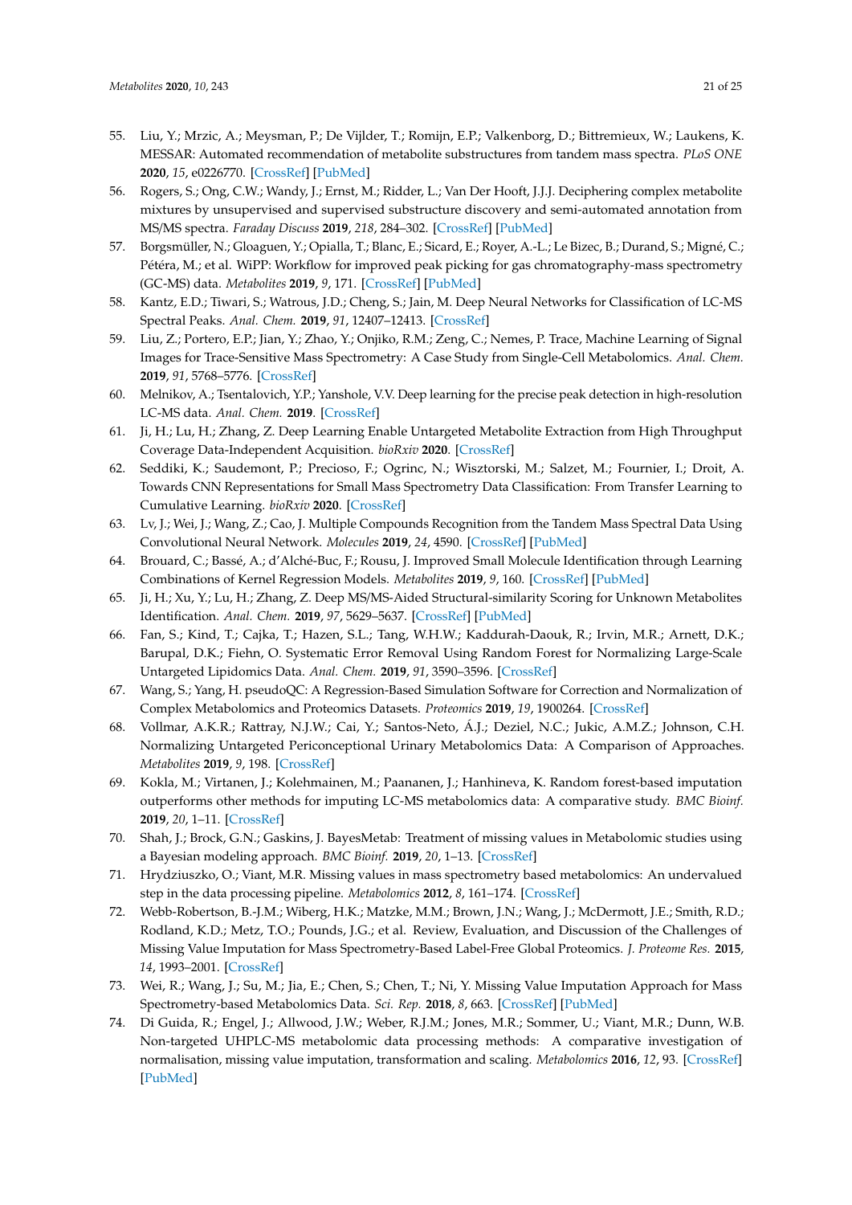55. Liu, Y.; Mrzic, A.; Meysman, P.; De Vijlder, T.; Romijn, E.P.; Valkenborg, D.; Bittremieux, W.; Laukens, K. MESSAR: Automated recommendation of metabolite substructures from tandem mass spectra. *PLoS ONE* **2020**, *15*, e0226770. [CrossRef] [PubMed]
56. Rogers, S.; Ong, C.W.; Wandy, J.; Ernst, M.; Ridder, L.; Van Der Hooft, J.J.J. Deciphering complex metabolite mixtures by unsupervised and supervised substructure discovery and semi-automated annotation from MS/MS spectra. *Faraday Discuss* **2019**, *218*, 284–302. [CrossRef] [PubMed]
57. Borgsmüller, N.; Gloaguen, Y.; Opialla, T.; Blanc, E.; Sicard, E.; Royer, A.-L.; Le Bizec, B.; Durand, S.; Migné, C.; Pétéra, M.; et al. WiPP: Workflow for improved peak picking for gas chromatography-mass spectrometry (GC-MS) data. *Metabolites* **2019**, *9*, 171. [CrossRef] [PubMed]
58. Kantz, E.D.; Tiwari, S.; Watrous, J.D.; Cheng, S.; Jain, M. Deep Neural Networks for Classification of LC-MS Spectral Peaks. *Anal. Chem.* **2019**, *91*, 12407–12413. [CrossRef]
59. Liu, Z.; Portero, E.P.; Jian, Y.; Zhao, Y.; Onjiko, R.M.; Zeng, C.; Nemes, P. Trace, Machine Learning of Signal Images for Trace-Sensitive Mass Spectrometry: A Case Study from Single-Cell Metabolomics. *Anal. Chem.* **2019**, *91*, 5768–5776. [CrossRef]
60. Melnikov, A.; Tsentalovich, Y.P.; Yanshole, V.V. Deep learning for the precise peak detection in high-resolution LC-MS data. *Anal. Chem.* **2019**. [CrossRef]
61. Ji, H.; Lu, H.; Zhang, Z. Deep Learning Enable Untargeted Metabolite Extraction from High Throughput Coverage Data-Independent Acquisition. *bioRxiv* **2020**. [CrossRef]
62. Seddiki, K.; Saudemont, P.; Precioso, F.; Ogrinc, N.; Wisztorski, M.; Salzet, M.; Fournier, I.; Droit, A. Towards CNN Representations for Small Mass Spectrometry Data Classification: From Transfer Learning to Cumulative Learning. *bioRxiv* **2020**. [CrossRef]
63. Lv, J.; Wei, J.; Wang, Z.; Cao, J. Multiple Compounds Recognition from the Tandem Mass Spectral Data Using Convolutional Neural Network. *Molecules* **2019**, *24*, 4590. [CrossRef] [PubMed]
64. Brouard, C.; Bassé, A.; d'Alché-Buc, F.; Rousu, J. Improved Small Molecule Identification through Learning Combinations of Kernel Regression Models. *Metabolites* **2019**, *9*, 160. [CrossRef] [PubMed]
65. Ji, H.; Xu, Y.; Lu, H.; Zhang, Z. Deep MS/MS-Aided Structural-similarity Scoring for Unknown Metabolites Identification. *Anal. Chem.* **2019**, *97*, 5629–5637. [CrossRef] [PubMed]
66. Fan, S.; Kind, T.; Cajka, T.; Hazen, S.L.; Tang, W.H.W.; Kaddurah-Daouk, R.; Irvin, M.R.; Arnett, D.K.; Barupal, D.K.; Fiehn, O. Systematic Error Removal Using Random Forest for Normalizing Large-Scale Untargeted Lipidomics Data. *Anal. Chem.* **2019**, *91*, 3590–3596. [CrossRef]
67. Wang, S.; Yang, H. pseudoQC: A Regression-Based Simulation Software for Correction and Normalization of Complex Metabolomics and Proteomics Datasets. *Proteomics* **2019**, *19*, 1900264. [CrossRef]
68. Vollmar, A.K.R.; Rattray, N.J.W.; Cai, Y.; Santos-Neto, Á.J.; Deziel, N.C.; Jukic, A.M.Z.; Johnson, C.H. Normalizing Untargeted Periconceptional Urinary Metabolomics Data: A Comparison of Approaches. *Metabolites* **2019**, *9*, 198. [CrossRef]
69. Kokla, M.; Virtanen, J.; Kolehmainen, M.; Paananen, J.; Hanhineva, K. Random forest-based imputation outperforms other methods for imputing LC-MS metabolomics data: A comparative study. *BMC Bioinf.* **2019**, *20*, 1–11. [CrossRef]
70. Shah, J.; Brock, G.N.; Gaskins, J. BayesMetab: Treatment of missing values in Metabolomic studies using a Bayesian modeling approach. *BMC Bioinf.* **2019**, *20*, 1–13. [CrossRef]
71. Hrydziuszko, O.; Viant, M.R. Missing values in mass spectrometry based metabolomics: An undervalued step in the data processing pipeline. *Metabolomics* **2012**, *8*, 161–174. [CrossRef]
72. Webb-Robertson, B.-J.M.; Wiberg, H.K.; Matzke, M.M.; Brown, J.N.; Wang, J.; McDermott, J.E.; Smith, R.D.; Rodland, K.D.; Metz, T.O.; Pounds, J.G.; et al. Review, Evaluation, and Discussion of the Challenges of Missing Value Imputation for Mass Spectrometry-Based Label-Free Global Proteomics. *J. Proteome Res.* **2015**, *14*, 1993–2001. [CrossRef]
73. Wei, R.; Wang, J.; Su, M.; Jia, E.; Chen, S.; Chen, T.; Ni, Y. Missing Value Imputation Approach for Mass Spectrometry-based Metabolomics Data. *Sci. Rep.* **2018**, *8*, 663. [CrossRef] [PubMed]
74. Di Guida, R.; Engel, J.; Allwood, J.W.; Weber, R.J.M.; Jones, M.R.; Sommer, U.; Viant, M.R.; Dunn, W.B. Non-targeted UHPLC-MS metabolomic data processing methods: A comparative investigation of normalisation, missing value imputation, transformation and scaling. *Metabolomics* **2016**, *12*, 93. [CrossRef] [PubMed]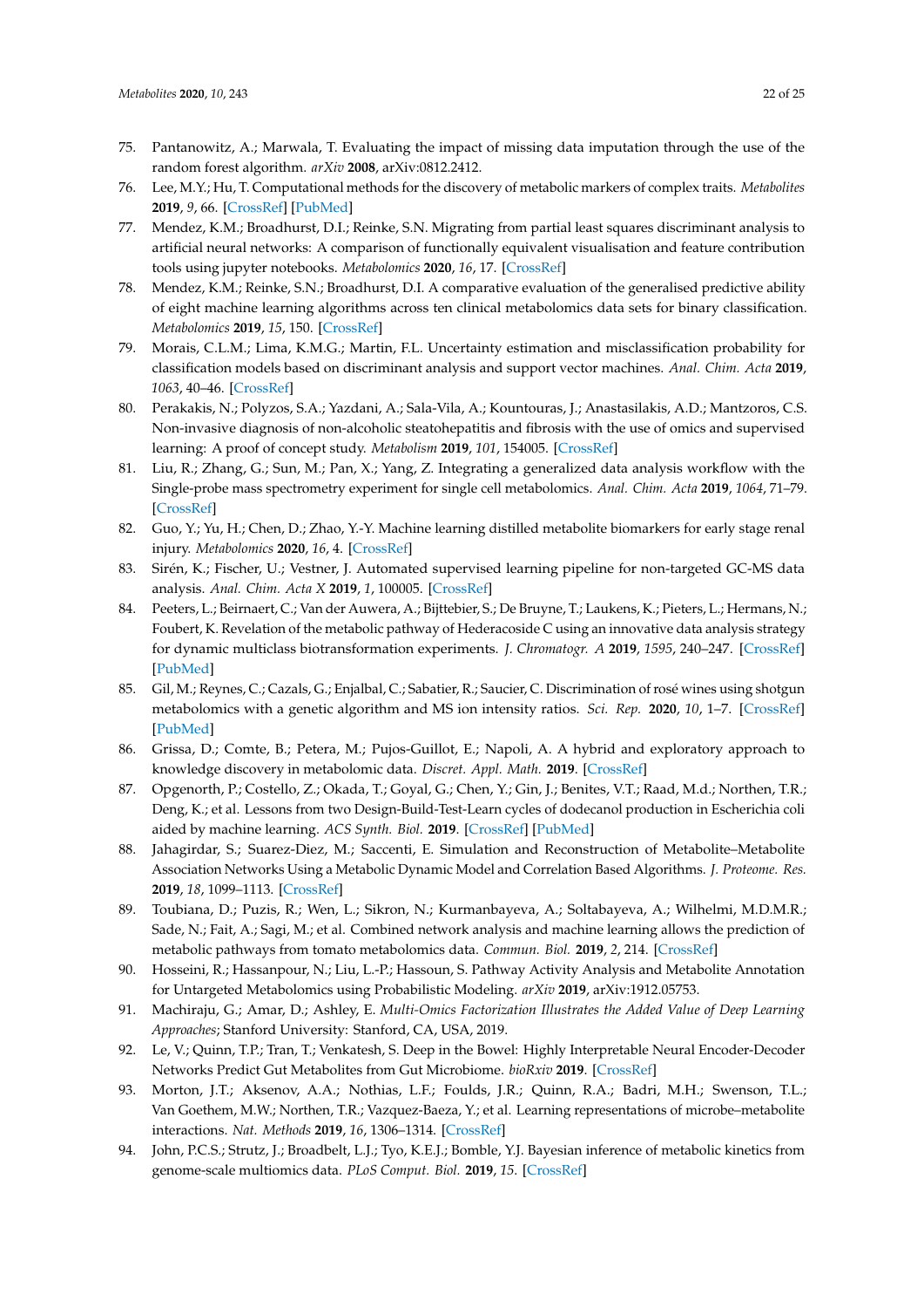75. Pantanowitz, A.; Marwala, T. Evaluating the impact of missing data imputation through the use of the random forest algorithm. *arXiv* **2008**, arXiv:0812.2412.
76. Lee, M.Y.; Hu, T. Computational methods for the discovery of metabolic markers of complex traits. *Metabolites* **2019**, *9*, 66. [CrossRef] [PubMed]
77. Mendez, K.M.; Broadhurst, D.I.; Reinke, S.N. Migrating from partial least squares discriminant analysis to artificial neural networks: A comparison of functionally equivalent visualisation and feature contribution tools using jupyter notebooks. *Metabolomics* **2020**, *16*, 17. [CrossRef]
78. Mendez, K.M.; Reinke, S.N.; Broadhurst, D.I. A comparative evaluation of the generalised predictive ability of eight machine learning algorithms across ten clinical metabolomics data sets for binary classification. *Metabolomics* **2019**, *15*, 150. [CrossRef]
79. Morais, C.L.M.; Lima, K.M.G.; Martin, F.L. Uncertainty estimation and misclassification probability for classification models based on discriminant analysis and support vector machines. *Anal. Chim. Acta* **2019**, *1063*, 40–46. [CrossRef]
80. Perakakis, N.; Polyzos, S.A.; Yazdani, A.; Sala-Vila, A.; Kountouras, J.; Anastasilakis, A.D.; Mantzoros, C.S. Non-invasive diagnosis of non-alcoholic steatohepatitis and fibrosis with the use of omics and supervised learning: A proof of concept study. *Metabolism* **2019**, *101*, 154005. [CrossRef]
81. Liu, R.; Zhang, G.; Sun, M.; Pan, X.; Yang, Z. Integrating a generalized data analysis workflow with the Single-probe mass spectrometry experiment for single cell metabolomics. *Anal. Chim. Acta* **2019**, *1064*, 71–79. [CrossRef]
82. Guo, Y.; Yu, H.; Chen, D.; Zhao, Y.-Y. Machine learning distilled metabolite biomarkers for early stage renal injury. *Metabolomics* **2020**, *16*, 4. [CrossRef]
83. Sirén, K.; Fischer, U.; Vestner, J. Automated supervised learning pipeline for non-targeted GC-MS data analysis. *Anal. Chim. Acta X* **2019**, *1*, 100005. [CrossRef]
84. Peeters, L.; Beirnaert, C.; Van der Auwera, A.; Bijttebier, S.; De Bruyne, T.; Laukens, K.; Pieters, L.; Hermans, N.; Foubert, K. Revelation of the metabolic pathway of Hederacoside C using an innovative data analysis strategy for dynamic multiclass biotransformation experiments. *J. Chromatogr. A* **2019**, *1595*, 240–247. [CrossRef] [PubMed]
85. Gil, M.; Reynes, C.; Cazals, G.; Enjalbal, C.; Sabatier, R.; Saucier, C. Discrimination of rosé wines using shotgun metabolomics with a genetic algorithm and MS ion intensity ratios. *Sci. Rep.* **2020**, *10*, 1–7. [CrossRef] [PubMed]
86. Grissa, D.; Comte, B.; Petera, M.; Pujos-Guillot, E.; Napoli, A. A hybrid and exploratory approach to knowledge discovery in metabolomic data. *Discret. Appl. Math.* **2019**. [CrossRef]
87. Opgenorth, P.; Costello, Z.; Okada, T.; Goyal, G.; Chen, Y.; Gin, J.; Benites, V.T.; Raad, M.d.; Northen, T.R.; Deng, K.; et al. Lessons from two Design-Build-Test-Learn cycles of dodecanol production in Escherichia coli aided by machine learning. *ACS Synth. Biol.* **2019**. [CrossRef] [PubMed]
88. Jahagirdar, S.; Suarez-Diez, M.; Saccenti, E. Simulation and Reconstruction of Metabolite–Metabolite Association Networks Using a Metabolic Dynamic Model and Correlation Based Algorithms. *J. Proteome. Res.* **2019**, *18*, 1099–1113. [CrossRef]
89. Toubiana, D.; Puzis, R.; Wen, L.; Sikron, N.; Kurmanbayeva, A.; Soltabayeva, A.; Wilhelmi, M.D.M.R.; Sade, N.; Fait, A.; Sagi, M.; et al. Combined network analysis and machine learning allows the prediction of metabolic pathways from tomato metabolomics data. *Commun. Biol.* **2019**, *2*, 214. [CrossRef]
90. Hosseini, R.; Hassanpour, N.; Liu, L.-P.; Hassoun, S. Pathway Activity Analysis and Metabolite Annotation for Untargeted Metabolomics using Probabilistic Modeling. *arXiv* **2019**, arXiv:1912.05753.
91. Machiraju, G.; Amar, D.; Ashley, E. *Multi-Omics Factorization Illustrates the Added Value of Deep Learning Approaches*; Stanford University: Stanford, CA, USA, 2019.
92. Le, V.; Quinn, T.P.; Tran, T.; Venkatesh, S. Deep in the Bowel: Highly Interpretable Neural Encoder-Decoder Networks Predict Gut Metabolites from Gut Microbiome. *bioRxiv* **2019**. [CrossRef]
93. Morton, J.T.; Aksenov, A.A.; Nothias, L.F.; Foulds, J.R.; Quinn, R.A.; Badri, M.H.; Swenson, T.L.; Van Goethem, M.W.; Northen, T.R.; Vazquez-Baeza, Y.; et al. Learning representations of microbe–metabolite interactions. *Nat. Methods* **2019**, *16*, 1306–1314. [CrossRef]
94. John, P.C.S.; Strutz, J.; Broadbelt, L.J.; Tyo, K.E.J.; Bomble, Y.J. Bayesian inference of metabolic kinetics from genome-scale multiomics data. *PLoS Comput. Biol.* **2019**, *15*. [CrossRef]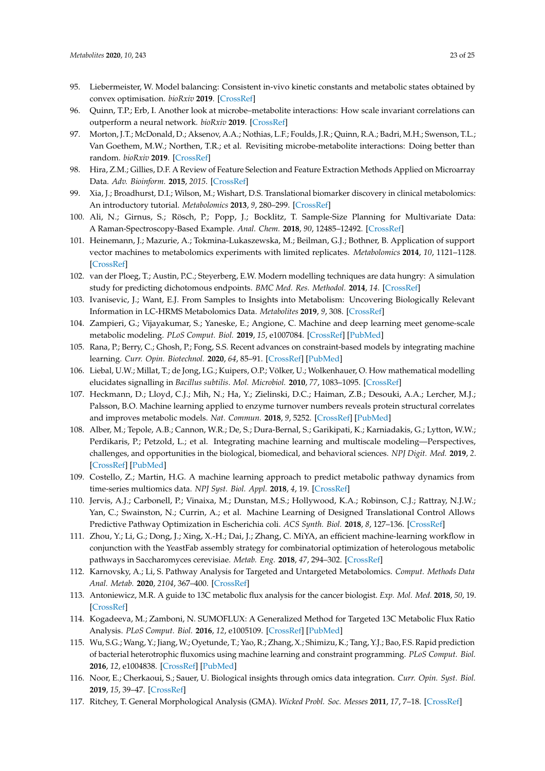95. Liebermeister, W. Model balancing: Consistent in-vivo kinetic constants and metabolic states obtained by convex optimisation. *bioRxiv* **2019**. [CrossRef]
96. Quinn, T.P.; Erb, I. Another look at microbe–metabolite interactions: How scale invariant correlations can outperform a neural network. *bioRxiv* **2019**. [CrossRef]
97. Morton, J.T.; McDonald, D.; Aksenov, A.A.; Nothias, L.F.; Foulds, J.R.; Quinn, R.A.; Badri, M.H.; Swenson, T.L.; Van Goethem, M.W.; Northen, T.R.; et al. Revisiting microbe-metabolite interactions: Doing better than random. *bioRxiv* **2019**. [CrossRef]
98. Hira, Z.M.; Gillies, D.F. A Review of Feature Selection and Feature Extraction Methods Applied on Microarray Data. *Adv. Bioinform.* **2015**, *2015*. [CrossRef]
99. Xia, J.; Broadhurst, D.I.; Wilson, M.; Wishart, D.S. Translational biomarker discovery in clinical metabolomics: An introductory tutorial. *Metabolomics* **2013**, *9*, 280–299. [CrossRef]
100. Ali, N.; Girnus, S.; Rösch, P.; Popp, J.; Bocklitz, T. Sample-Size Planning for Multivariate Data: A Raman-Spectroscopy-Based Example. *Anal. Chem.* **2018**, *90*, 12485–12492. [CrossRef]
101. Heinemann, J.; Mazurie, A.; Tokmina-Lukaszewska, M.; Beilman, G.J.; Bothner, B. Application of support vector machines to metabolomics experiments with limited replicates. *Metabolomics* **2014**, *10*, 1121–1128. [CrossRef]
102. van der Ploeg, T.; Austin, P.C.; Steyerberg, E.W. Modern modelling techniques are data hungry: A simulation study for predicting dichotomous endpoints. *BMC Med. Res. Methodol.* **2014**, *14*. [CrossRef]
103. Ivanisevic, J.; Want, E.J. From Samples to Insights into Metabolism: Uncovering Biologically Relevant Information in LC-HRMS Metabolomics Data. *Metabolites* **2019**, *9*, 308. [CrossRef]
104. Zampieri, G.; Vijayakumar, S.; Yaneske, E.; Angione, C. Machine and deep learning meet genome-scale metabolic modeling. *PLoS Comput. Biol.* **2019**, *15*, e1007084. [CrossRef] [PubMed]
105. Rana, P.; Berry, C.; Ghosh, P.; Fong, S.S. Recent advances on constraint-based models by integrating machine learning. *Curr. Opin. Biotechnol.* **2020**, *64*, 85–91. [CrossRef] [PubMed]
106. Liebal, U.W.; Millat, T.; de Jong, I.G.; Kuipers, O.P.; Völker, U.; Wolkenhauer, O. How mathematical modelling elucidates signalling in *Bacillus subtilis*. *Mol. Microbiol.* **2010**, *77*, 1083–1095. [CrossRef]
107. Heckmann, D.; Lloyd, C.J.; Mih, N.; Ha, Y.; Zielinski, D.C.; Haiman, Z.B.; Desouki, A.A.; Lercher, M.J.; Palsson, B.O. Machine learning applied to enzyme turnover numbers reveals protein structural correlates and improves metabolic models. *Nat. Commun.* **2018**, *9*, 5252. [CrossRef] [PubMed]
108. Alber, M.; Tepole, A.B.; Cannon, W.R.; De, S.; Dura-Bernal, S.; Garikipati, K.; Karniadakis, G.; Lytton, W.W.; Perdikaris, P.; Petzold, L.; et al. Integrating machine learning and multiscale modeling—Perspectives, challenges, and opportunities in the biological, biomedical, and behavioral sciences. *NPJ Digit. Med.* **2019**, *2*. [CrossRef] [PubMed]
109. Costello, Z.; Martin, H.G. A machine learning approach to predict metabolic pathway dynamics from time-series multiomics data. *NPJ Syst. Biol. Appl.* **2018**, *4*, 19. [CrossRef]
110. Jervis, A.J.; Carbonell, P.; Vinaixa, M.; Dunstan, M.S.; Hollywood, K.A.; Robinson, C.J.; Rattray, N.J.W.; Yan, C.; Swainston, N.; Currin, A.; et al. Machine Learning of Designed Translational Control Allows Predictive Pathway Optimization in Escherichia coli. *ACS Synth. Biol.* **2018**, *8*, 127–136. [CrossRef]
111. Zhou, Y.; Li, G.; Dong, J.; Xing, X.-H.; Dai, J.; Zhang, C. MiYA, an efficient machine-learning workflow in conjunction with the YeastFab assembly strategy for combinatorial optimization of heterologous metabolic pathways in Saccharomyces cerevisiae. *Metab. Eng.* **2018**, *47*, 294–302. [CrossRef]
112. Karnovsky, A.; Li, S. Pathway Analysis for Targeted and Untargeted Metabolomics. *Comput. Methods Data Anal. Metab.* **2020**, *2104*, 367–400. [CrossRef]
113. Antoniewicz, M.R. A guide to 13C metabolic flux analysis for the cancer biologist. *Exp. Mol. Med.* **2018**, *50*, 19. [CrossRef]
114. Kogadeeva, M.; Zamboni, N. SUMOFLUX: A Generalized Method for Targeted 13C Metabolic Flux Ratio Analysis. *PLoS Comput. Biol.* **2016**, *12*, e1005109. [CrossRef] [PubMed]
115. Wu, S.G.; Wang, Y.; Jiang, W.; Oyetunde, T.; Yao, R.; Zhang, X.; Shimizu, K.; Tang, Y.J.; Bao, F.S. Rapid prediction of bacterial heterotrophic fluxomics using machine learning and constraint programming. *PLoS Comput. Biol.* **2016**, *12*, e1004838. [CrossRef] [PubMed]
116. Noor, E.; Cherkaoui, S.; Sauer, U. Biological insights through omics data integration. *Curr. Opin. Syst. Biol.* **2019**, *15*, 39–47. [CrossRef]
117. Ritchey, T. General Morphological Analysis (GMA). *Wicked Probl. Soc. Messes* **2011**, *17*, 7–18. [CrossRef]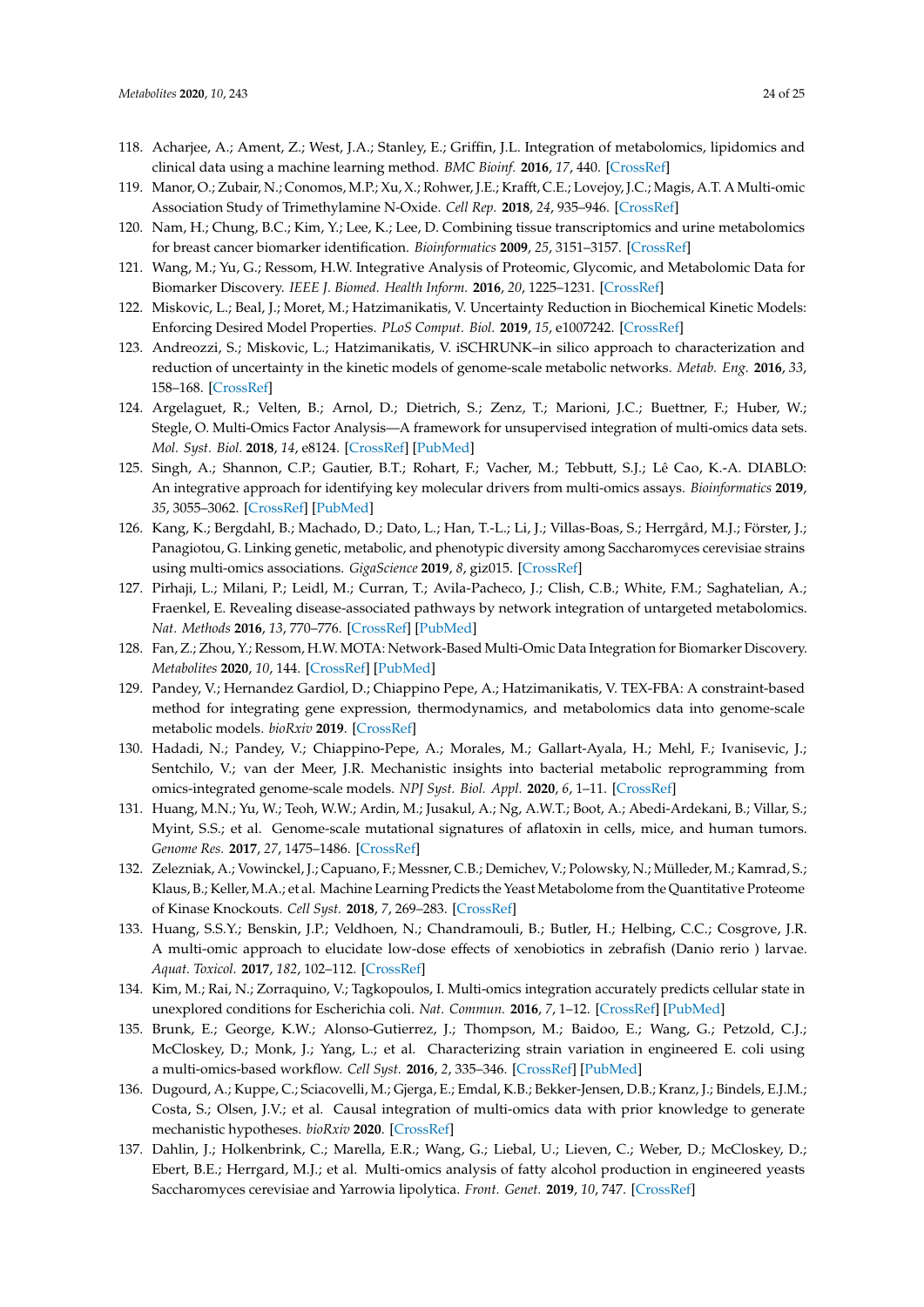118. Acharjee, A.; Ament, Z.; West, J.A.; Stanley, E.; Griffin, J.L. Integration of metabolomics, lipidomics and clinical data using a machine learning method. *BMC Bioinf.* **2016**, *17*, 440. [CrossRef]
119. Manor, O.; Zubair, N.; Conomos, M.P.; Xu, X.; Rohwer, J.E.; Krafft, C.E.; Lovejoy, J.C.; Magis, A.T. A Multi-omic Association Study of Trimethylamine N-Oxide. *Cell Rep.* **2018**, *24*, 935–946. [CrossRef]
120. Nam, H.; Chung, B.C.; Kim, Y.; Lee, K.; Lee, D. Combining tissue transcriptomics and urine metabolomics for breast cancer biomarker identification. *Bioinformatics* **2009**, *25*, 3151–3157. [CrossRef]
121. Wang, M.; Yu, G.; Ressom, H.W. Integrative Analysis of Proteomic, Glycomic, and Metabolomic Data for Biomarker Discovery. *IEEE J. Biomed. Health Inform.* **2016**, *20*, 1225–1231. [CrossRef]
122. Miskovic, L.; Beal, J.; Moret, M.; Hatzimanikatis, V. Uncertainty Reduction in Biochemical Kinetic Models: Enforcing Desired Model Properties. *PLoS Comput. Biol.* **2019**, *15*, e1007242. [CrossRef]
123. Andreozzi, S.; Miskovic, L.; Hatzimanikatis, V. iSCHRUNK–in silico approach to characterization and reduction of uncertainty in the kinetic models of genome-scale metabolic networks. *Metab. Eng.* **2016**, *33*, 158–168. [CrossRef]
124. Argelaguet, R.; Velten, B.; Arnol, D.; Dietrich, S.; Zenz, T.; Marioni, J.C.; Buettner, F.; Huber, W.; Stegle, O. Multi-Omics Factor Analysis—A framework for unsupervised integration of multi-omics data sets. *Mol. Syst. Biol.* **2018**, *14*, e8124. [CrossRef] [PubMed]
125. Singh, A.; Shannon, C.P.; Gautier, B.T.; Rohart, F.; Vacher, M.; Tebbutt, S.J.; Lê Cao, K.-A. DIABLO: An integrative approach for identifying key molecular drivers from multi-omics assays. *Bioinformatics* **2019**, *35*, 3055–3062. [CrossRef] [PubMed]
126. Kang, K.; Bergdahl, B.; Machado, D.; Dato, L.; Han, T.-L.; Li, J.; Villas-Boas, S.; Herrgård, M.J.; Förster, J.; Panagiotou, G. Linking genetic, metabolic, and phenotypic diversity among Saccharomyces cerevisiae strains using multi-omics associations. *GigaScience* **2019**, *8*, giz015. [CrossRef]
127. Pirhaji, L.; Milani, P.; Leidl, M.; Curran, T.; Avila-Pacheco, J.; Clish, C.B.; White, F.M.; Saghatelian, A.; Fraenkel, E. Revealing disease-associated pathways by network integration of untargeted metabolomics. *Nat. Methods* **2016**, *13*, 770–776. [CrossRef] [PubMed]
128. Fan, Z.; Zhou, Y.; Ressom, H.W. MOTA: Network-Based Multi-Omic Data Integration for Biomarker Discovery. *Metabolites* **2020**, *10*, 144. [CrossRef] [PubMed]
129. Pandey, V.; Hernandez Gardiol, D.; Chiappino Pepe, A.; Hatzimanikatis, V. TEX-FBA: A constraint-based method for integrating gene expression, thermodynamics, and metabolomics data into genome-scale metabolic models. *bioRxiv* **2019**. [CrossRef]
130. Hadadi, N.; Pandey, V.; Chiappino-Pepe, A.; Morales, M.; Gallart-Ayala, H.; Mehl, F.; Ivanisevic, J.; Sentchilo, V.; van der Meer, J.R. Mechanistic insights into bacterial metabolic reprogramming from omics-integrated genome-scale models. *NPJ Syst. Biol. Appl.* **2020**, *6*, 1–11. [CrossRef]
131. Huang, M.N.; Yu, W.; Teoh, W.W.; Ardin, M.; Jusakul, A.; Ng, A.W.T.; Boot, A.; Abedi-Ardekani, B.; Villar, S.; Myint, S.S.; et al. Genome-scale mutational signatures of aflatoxin in cells, mice, and human tumors. *Genome Res.* **2017**, *27*, 1475–1486. [CrossRef]
132. Zelezniak, A.; Vowinckel, J.; Capuano, F.; Messner, C.B.; Demichev, V.; Polowsky, N.; Mülleder, M.; Kamrad, S.; Klaus, B.; Keller, M.A.; et al. Machine Learning Predicts the Yeast Metabolome from the Quantitative Proteome of Kinase Knockouts. *Cell Syst.* **2018**, *7*, 269–283. [CrossRef]
133. Huang, S.S.Y.; Benskin, J.P.; Veldhoen, N.; Chandramouli, B.; Butler, H.; Helbing, C.C.; Cosgrove, J.R. A multi-omic approach to elucidate low-dose effects of xenobiotics in zebrafish (Danio rerio ) larvae. *Aquat. Toxicol.* **2017**, *182*, 102–112. [CrossRef]
134. Kim, M.; Rai, N.; Zorraquino, V.; Tagkopoulos, I. Multi-omics integration accurately predicts cellular state in unexplored conditions for Escherichia coli. *Nat. Commun.* **2016**, *7*, 1–12. [CrossRef] [PubMed]
135. Brunk, E.; George, K.W.; Alonso-Gutierrez, J.; Thompson, M.; Baidoo, E.; Wang, G.; Petzold, C.J.; McCloskey, D.; Monk, J.; Yang, L.; et al. Characterizing strain variation in engineered E. coli using a multi-omics-based workflow. *Cell Syst.* **2016**, *2*, 335–346. [CrossRef] [PubMed]
136. Dugourd, A.; Kuppe, C.; Sciacovelli, M.; Gjerga, E.; Emdal, K.B.; Bekker-Jensen, D.B.; Kranz, J.; Bindels, E.J.M.; Costa, S.; Olsen, J.V.; et al. Causal integration of multi-omics data with prior knowledge to generate mechanistic hypotheses. *bioRxiv* **2020**. [CrossRef]
137. Dahlin, J.; Holkenbrink, C.; Marella, E.R.; Wang, G.; Liebal, U.; Lieven, C.; Weber, D.; McCloskey, D.; Ebert, B.E.; Herrgard, M.J.; et al. Multi-omics analysis of fatty alcohol production in engineered yeasts Saccharomyces cerevisiae and Yarrowia lipolytica. *Front. Genet.* **2019**, *10*, 747. [CrossRef]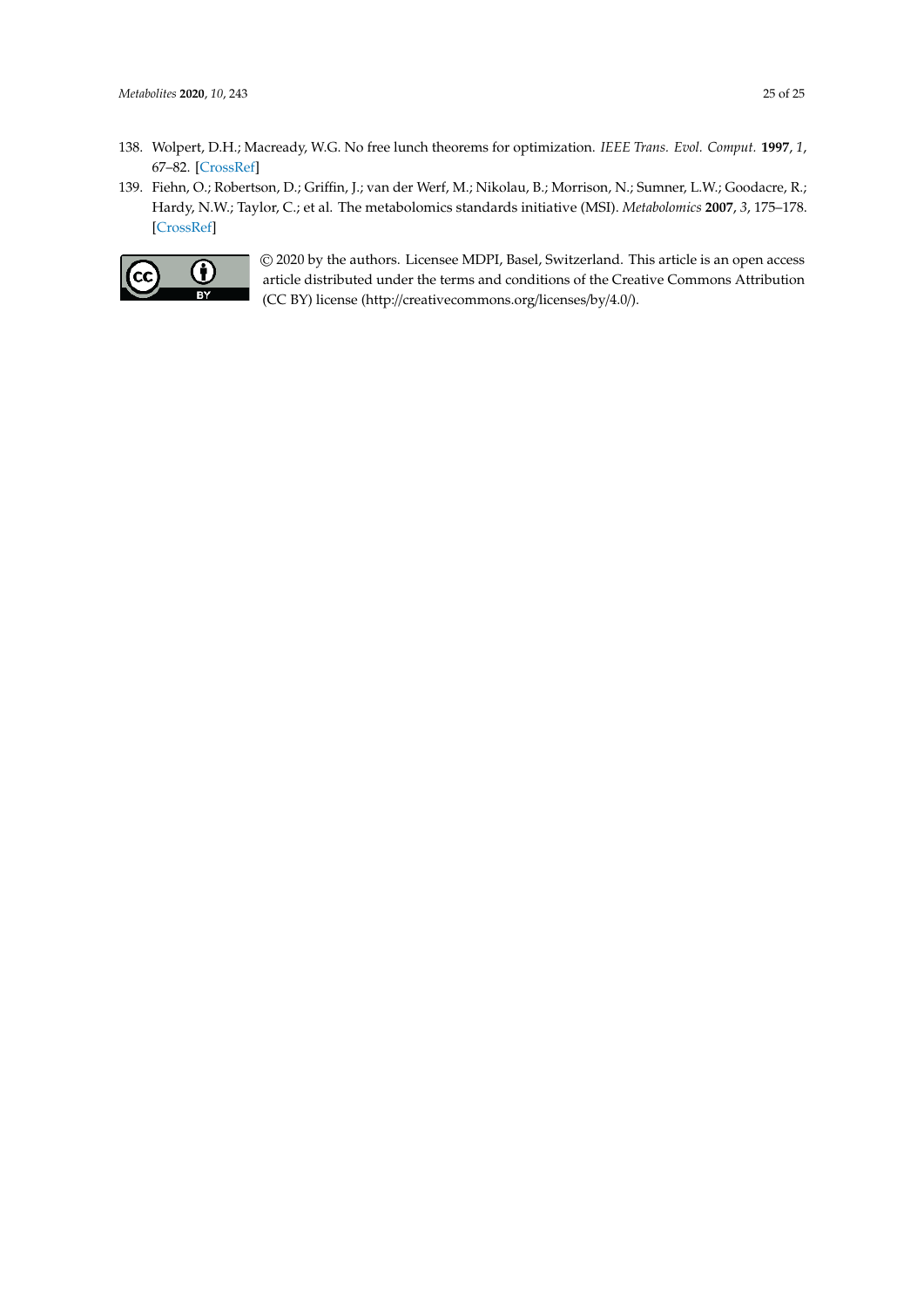138. Wolpert, D.H.; Macready, W.G. No free lunch theorems for optimization. *IEEE Trans. Evol. Comput.* **1997**, *1*, 67–82. [CrossRef]
139. Fiehn, O.; Robertson, D.; Griffin, J.; van der Werf, M.; Nikolau, B.; Morrison, N.; Sumner, L.W.; Goodacre, R.; Hardy, N.W.; Taylor, C.; et al. The metabolomics standards initiative (MSI). *Metabolomics* **2007**, *3*, 175–178. [CrossRef]

© 2020 by the authors. Licensee MDPI, Basel, Switzerland. This article is an open access article distributed under the terms and conditions of the Creative Commons Attribution (CC BY) license (http://creativecommons.org/licenses/by/4.0/).